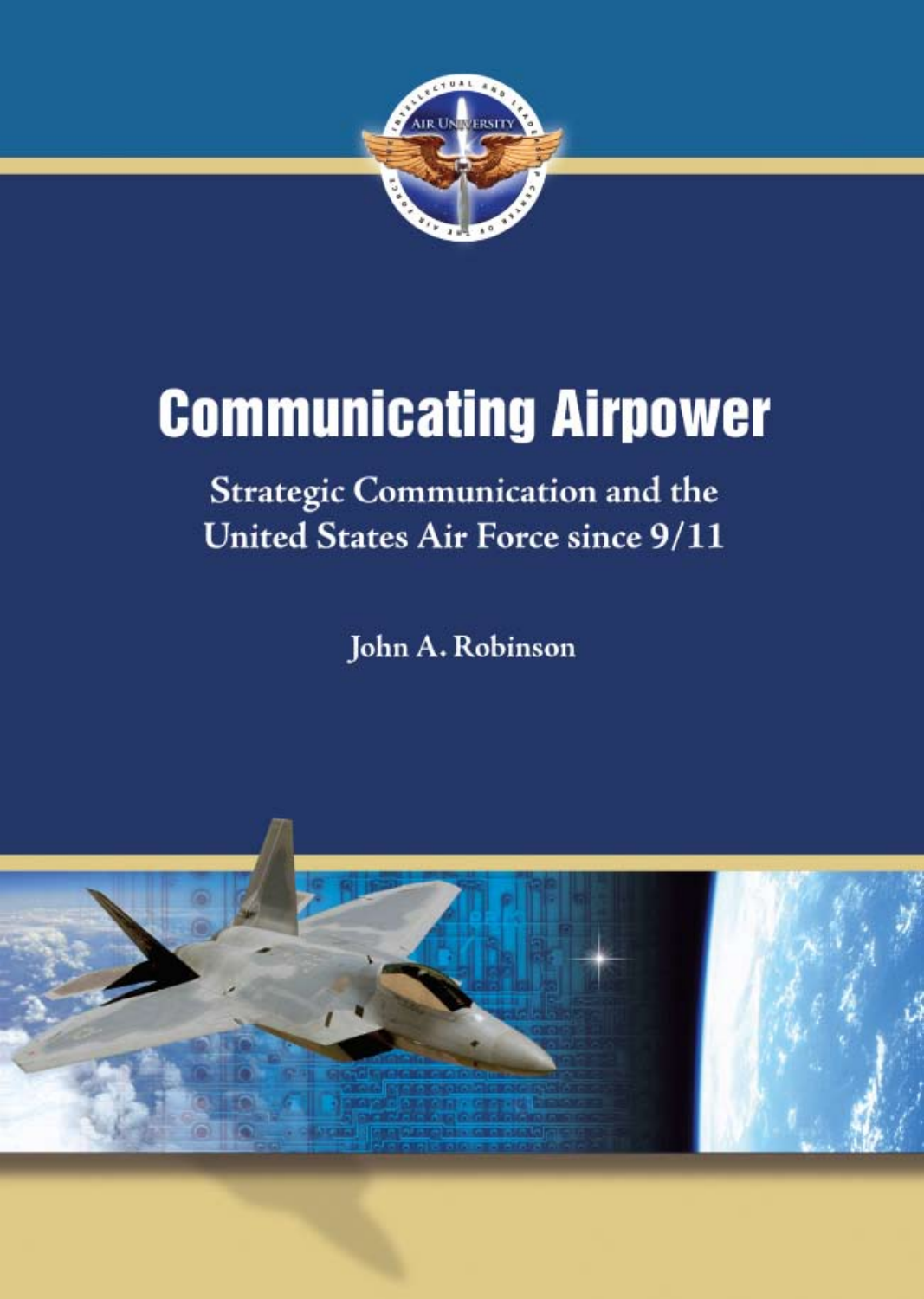# Communicating Airpower

## Strategic Communication and the United States Air Force since 9/11

John A. Robinson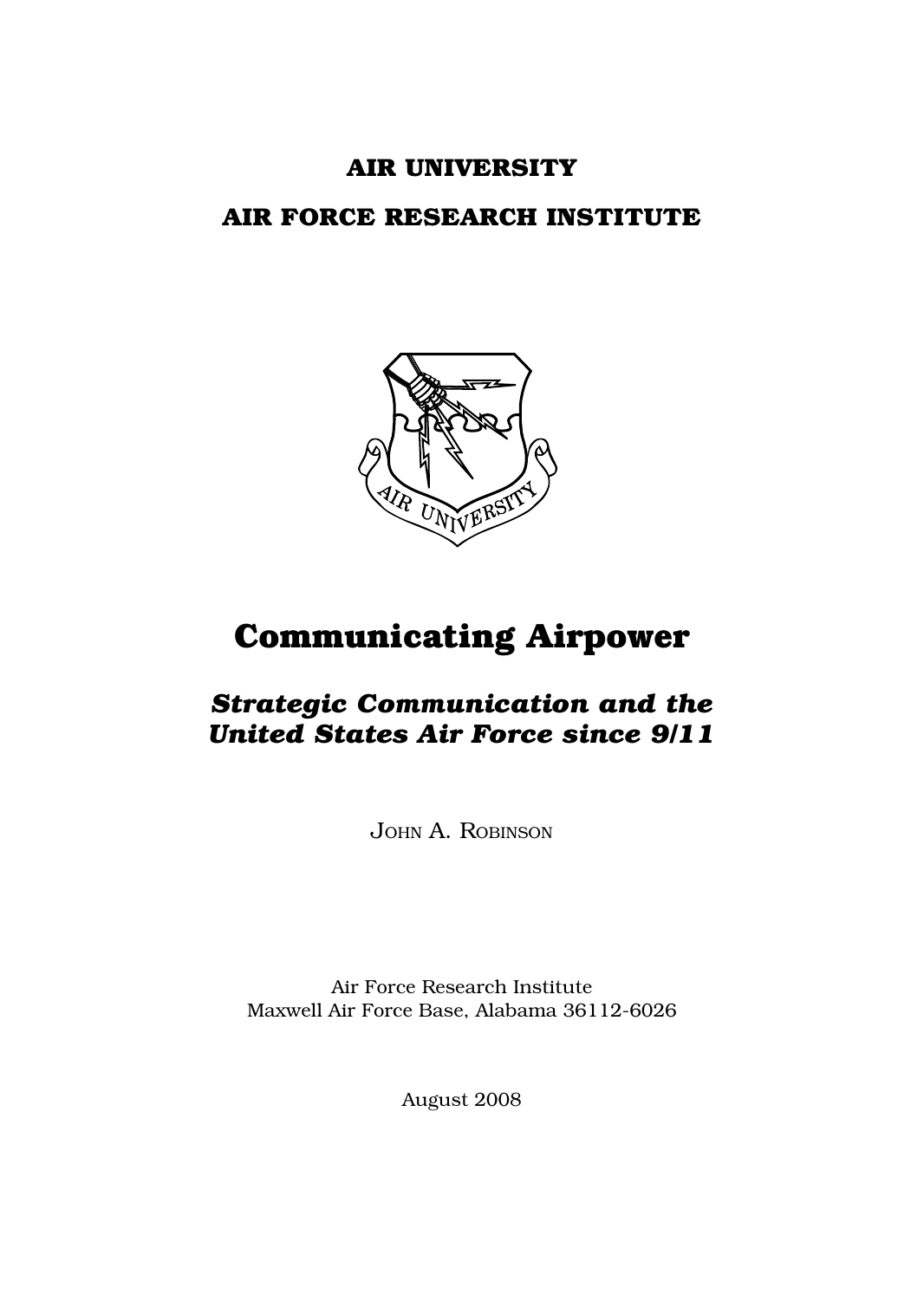**AIR UNIVERSITY**

**AIR FORCE RESEARCH INSTITUTE**

# Communicating Airpower

## *Strategic Communication and the United States Air Force since 9/11*

JOHN A. ROBINSON

Air Force Research Institute
Maxwell Air Force Base, Alabama 36112-6026

August 2008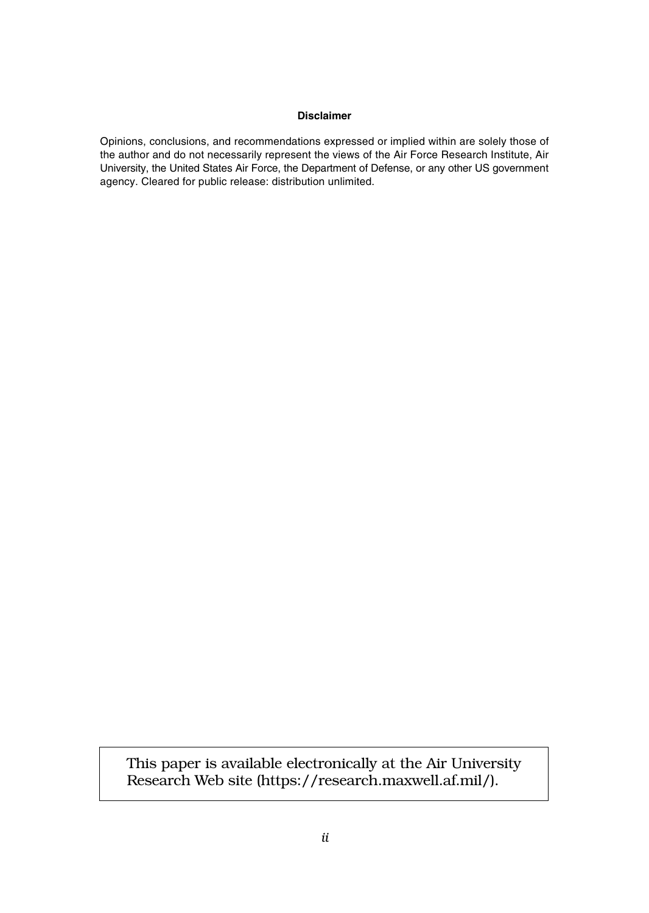**Disclaimer**

Opinions, conclusions, and recommendations expressed or implied within are solely those of the author and do not necessarily represent the views of the Air Force Research Institute, Air University, the United States Air Force, the Department of Defense, or any other US government agency. Cleared for public release: distribution unlimited.

This paper is available electronically at the Air University Research Web site (https://research.maxwell.af.mil/).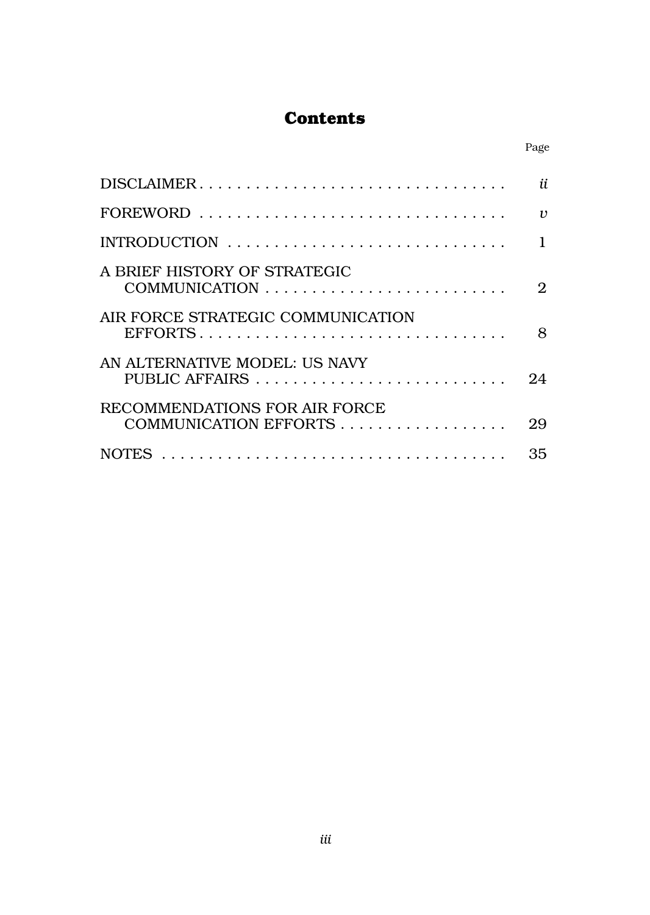# Contents

| | Page |
|---|---|
| DISCLAIMER | *ii* |
| FOREWORD | *v* |
| INTRODUCTION | 1 |
| A BRIEF HISTORY OF STRATEGIC COMMUNICATION | 2 |
| AIR FORCE STRATEGIC COMMUNICATION EFFORTS | 8 |
| AN ALTERNATIVE MODEL: US NAVY PUBLIC AFFAIRS | 24 |
| RECOMMENDATIONS FOR AIR FORCE COMMUNICATION EFFORTS | 29 |
| NOTES | 35 |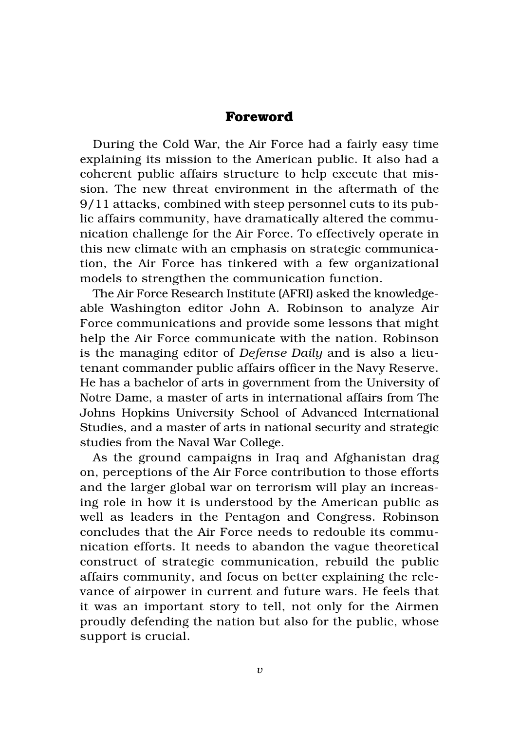## Foreword

During the Cold War, the Air Force had a fairly easy time explaining its mission to the American public. It also had a coherent public affairs structure to help execute that mission. The new threat environment in the aftermath of the 9/11 attacks, combined with steep personnel cuts to its public affairs community, have dramatically altered the communication challenge for the Air Force. To effectively operate in this new climate with an emphasis on strategic communication, the Air Force has tinkered with a few organizational models to strengthen the communication function.

The Air Force Research Institute (AFRI) asked the knowledgeable Washington editor John A. Robinson to analyze Air Force communications and provide some lessons that might help the Air Force communicate with the nation. Robinson is the managing editor of *Defense Daily* and is also a lieutenant commander public affairs officer in the Navy Reserve. He has a bachelor of arts in government from the University of Notre Dame, a master of arts in international affairs from The Johns Hopkins University School of Advanced International Studies, and a master of arts in national security and strategic studies from the Naval War College.

As the ground campaigns in Iraq and Afghanistan drag on, perceptions of the Air Force contribution to those efforts and the larger global war on terrorism will play an increasing role in how it is understood by the American public as well as leaders in the Pentagon and Congress. Robinson concludes that the Air Force needs to redouble its communication efforts. It needs to abandon the vague theoretical construct of strategic communication, rebuild the public affairs community, and focus on better explaining the relevance of airpower in current and future wars. He feels that it was an important story to tell, not only for the Airmen proudly defending the nation but also for the public, whose support is crucial.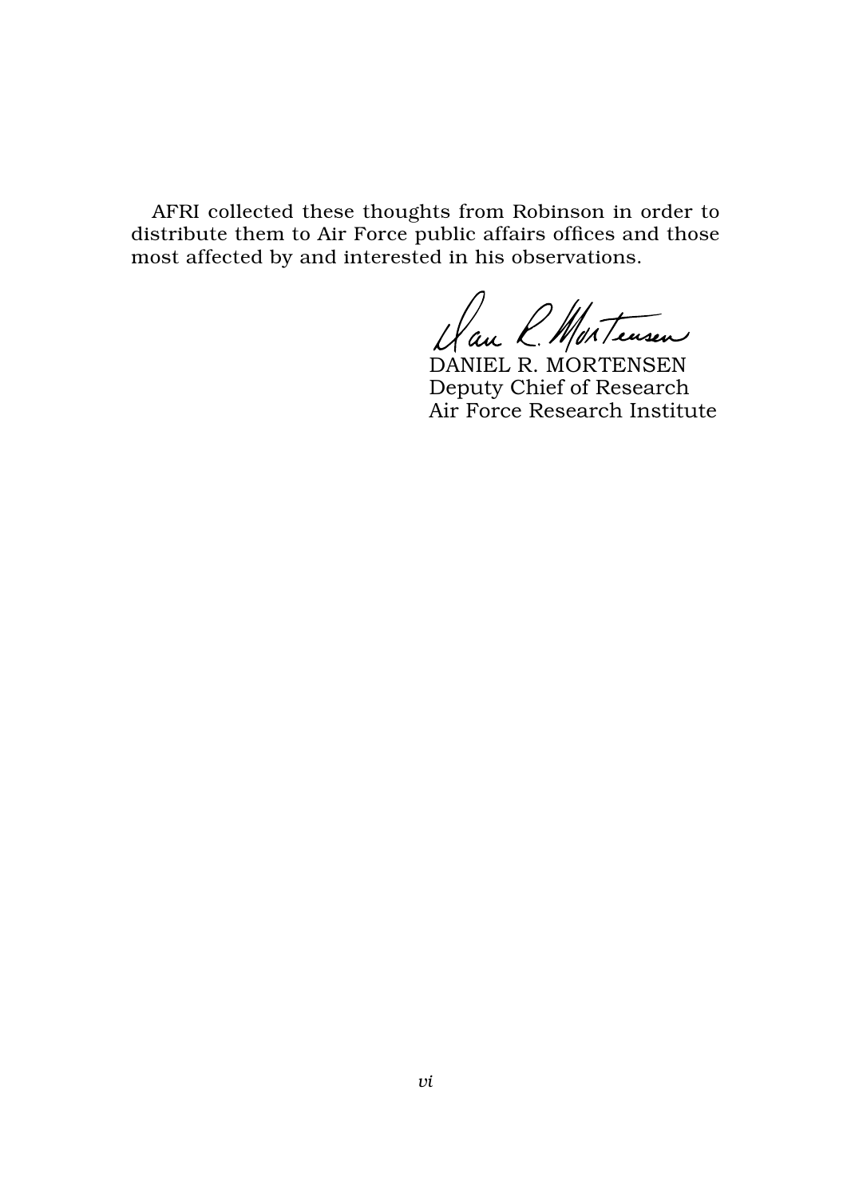AFRI collected these thoughts from Robinson in order to distribute them to Air Force public affairs offices and those most affected by and interested in his observations.

DANIEL R. MORTENSEN
Deputy Chief of Research
Air Force Research Institute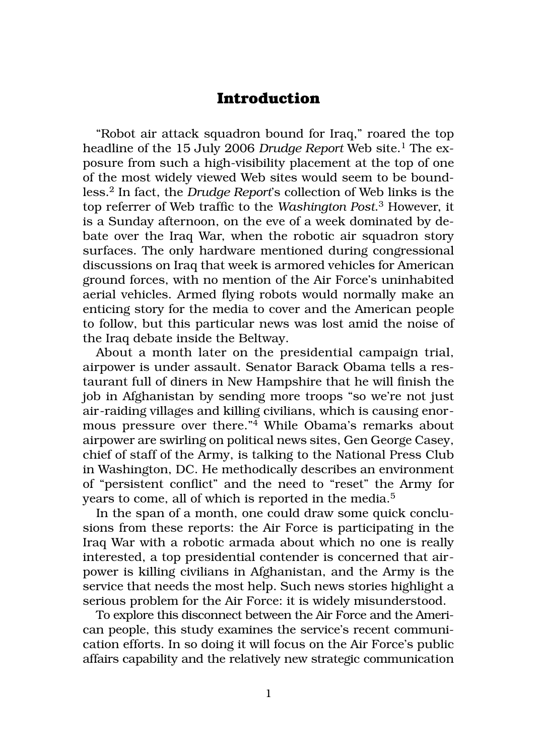# Introduction

"Robot air attack squadron bound for Iraq," roared the top headline of the 15 July 2006 *Drudge Report* Web site.[1] The exposure from such a high-visibility placement at the top of one of the most widely viewed Web sites would seem to be boundless.[2] In fact, the *Drudge Report*'s collection of Web links is the top referrer of Web traffic to the *Washington Post*.[3] However, it is a Sunday afternoon, on the eve of a week dominated by debate over the Iraq War, when the robotic air squadron story surfaces. The only hardware mentioned during congressional discussions on Iraq that week is armored vehicles for American ground forces, with no mention of the Air Force's uninhabited aerial vehicles. Armed flying robots would normally make an enticing story for the media to cover and the American people to follow, but this particular news was lost amid the noise of the Iraq debate inside the Beltway.

About a month later on the presidential campaign trial, airpower is under assault. Senator Barack Obama tells a restaurant full of diners in New Hampshire that he will finish the job in Afghanistan by sending more troops "so we're not just air-raiding villages and killing civilians, which is causing enormous pressure over there."[4] While Obama's remarks about airpower are swirling on political news sites, Gen George Casey, chief of staff of the Army, is talking to the National Press Club in Washington, DC. He methodically describes an environment of "persistent conflict" and the need to "reset" the Army for years to come, all of which is reported in the media.[5]

In the span of a month, one could draw some quick conclusions from these reports: the Air Force is participating in the Iraq War with a robotic armada about which no one is really interested, a top presidential contender is concerned that airpower is killing civilians in Afghanistan, and the Army is the service that needs the most help. Such news stories highlight a serious problem for the Air Force: it is widely misunderstood.

To explore this disconnect between the Air Force and the American people, this study examines the service's recent communication efforts. In so doing it will focus on the Air Force's public affairs capability and the relatively new strategic communication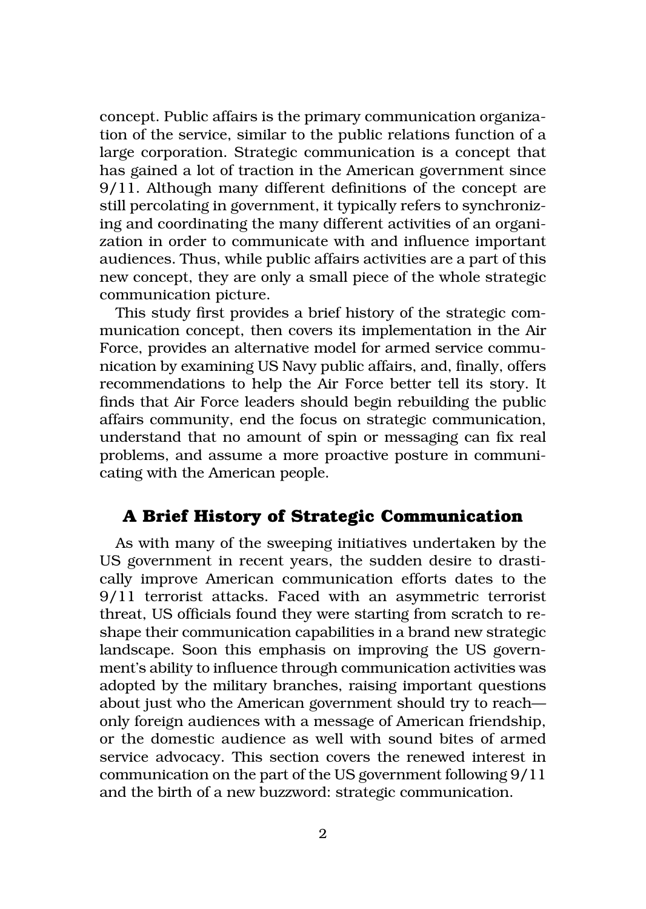concept. Public affairs is the primary communication organization of the service, similar to the public relations function of a large corporation. Strategic communication is a concept that has gained a lot of traction in the American government since 9/11. Although many different definitions of the concept are still percolating in government, it typically refers to synchronizing and coordinating the many different activities of an organization in order to communicate with and influence important audiences. Thus, while public affairs activities are a part of this new concept, they are only a small piece of the whole strategic communication picture.

This study first provides a brief history of the strategic communication concept, then covers its implementation in the Air Force, provides an alternative model for armed service communication by examining US Navy public affairs, and, finally, offers recommendations to help the Air Force better tell its story. It finds that Air Force leaders should begin rebuilding the public affairs community, end the focus on strategic communication, understand that no amount of spin or messaging can fix real problems, and assume a more proactive posture in communicating with the American people.

## A Brief History of Strategic Communication

As with many of the sweeping initiatives undertaken by the US government in recent years, the sudden desire to drastically improve American communication efforts dates to the 9/11 terrorist attacks. Faced with an asymmetric terrorist threat, US officials found they were starting from scratch to reshape their communication capabilities in a brand new strategic landscape. Soon this emphasis on improving the US government's ability to influence through communication activities was adopted by the military branches, raising important questions about just who the American government should try to reach—only foreign audiences with a message of American friendship, or the domestic audience as well with sound bites of armed service advocacy. This section covers the renewed interest in communication on the part of the US government following 9/11 and the birth of a new buzzword: strategic communication.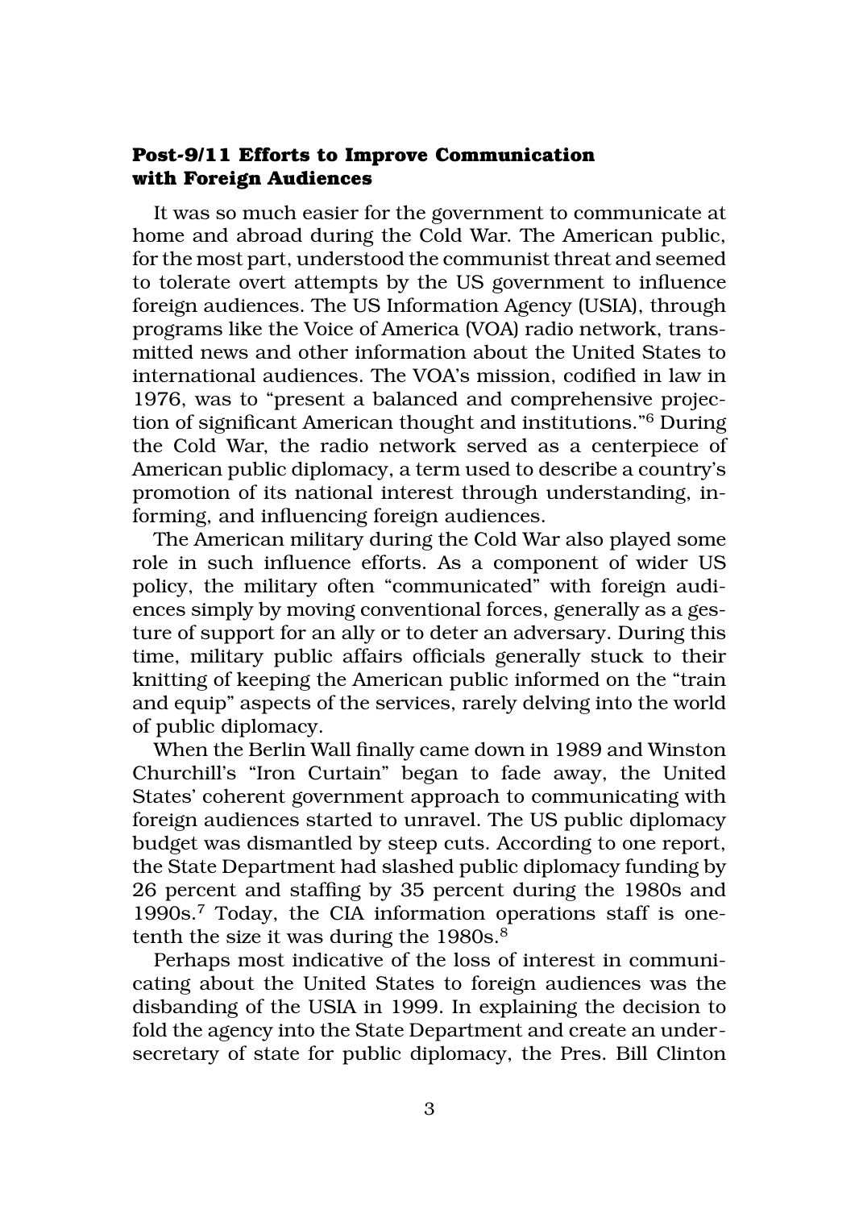### Post-9/11 Efforts to Improve Communication with Foreign Audiences

It was so much easier for the government to communicate at home and abroad during the Cold War. The American public, for the most part, understood the communist threat and seemed to tolerate overt attempts by the US government to influence foreign audiences. The US Information Agency (USIA), through programs like the Voice of America (VOA) radio network, transmitted news and other information about the United States to international audiences. The VOA's mission, codified in law in 1976, was to "present a balanced and comprehensive projection of significant American thought and institutions."[6] During the Cold War, the radio network served as a centerpiece of American public diplomacy, a term used to describe a country's promotion of its national interest through understanding, informing, and influencing foreign audiences.

The American military during the Cold War also played some role in such influence efforts. As a component of wider US policy, the military often "communicated" with foreign audiences simply by moving conventional forces, generally as a gesture of support for an ally or to deter an adversary. During this time, military public affairs officials generally stuck to their knitting of keeping the American public informed on the "train and equip" aspects of the services, rarely delving into the world of public diplomacy.

When the Berlin Wall finally came down in 1989 and Winston Churchill's "Iron Curtain" began to fade away, the United States' coherent government approach to communicating with foreign audiences started to unravel. The US public diplomacy budget was dismantled by steep cuts. According to one report, the State Department had slashed public diplomacy funding by 26 percent and staffing by 35 percent during the 1980s and 1990s.[7] Today, the CIA information operations staff is one-tenth the size it was during the 1980s.[8]

Perhaps most indicative of the loss of interest in communicating about the United States to foreign audiences was the disbanding of the USIA in 1999. In explaining the decision to fold the agency into the State Department and create an undersecretary of state for public diplomacy, the Pres. Bill Clinton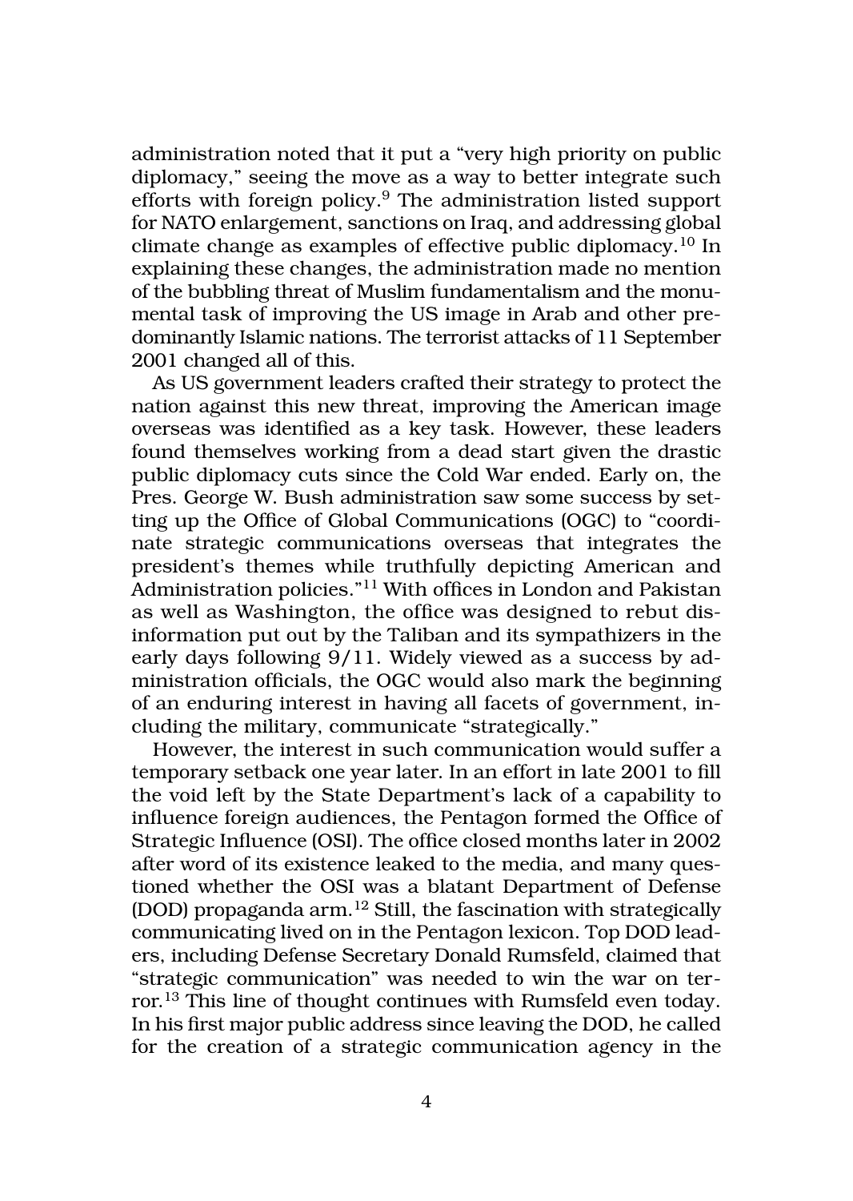administration noted that it put a "very high priority on public diplomacy," seeing the move as a way to better integrate such efforts with foreign policy.[9] The administration listed support for NATO enlargement, sanctions on Iraq, and addressing global climate change as examples of effective public diplomacy.[10] In explaining these changes, the administration made no mention of the bubbling threat of Muslim fundamentalism and the monumental task of improving the US image in Arab and other predominantly Islamic nations. The terrorist attacks of 11 September 2001 changed all of this.

As US government leaders crafted their strategy to protect the nation against this new threat, improving the American image overseas was identified as a key task. However, these leaders found themselves working from a dead start given the drastic public diplomacy cuts since the Cold War ended. Early on, the Pres. George W. Bush administration saw some success by setting up the Office of Global Communications (OGC) to "coordinate strategic communications overseas that integrates the president's themes while truthfully depicting American and Administration policies."[11] With offices in London and Pakistan as well as Washington, the office was designed to rebut disinformation put out by the Taliban and its sympathizers in the early days following 9/11. Widely viewed as a success by administration officials, the OGC would also mark the beginning of an enduring interest in having all facets of government, including the military, communicate "strategically."

However, the interest in such communication would suffer a temporary setback one year later. In an effort in late 2001 to fill the void left by the State Department's lack of a capability to influence foreign audiences, the Pentagon formed the Office of Strategic Influence (OSI). The office closed months later in 2002 after word of its existence leaked to the media, and many questioned whether the OSI was a blatant Department of Defense (DOD) propaganda arm.[12] Still, the fascination with strategically communicating lived on in the Pentagon lexicon. Top DOD leaders, including Defense Secretary Donald Rumsfeld, claimed that "strategic communication" was needed to win the war on terror.[13] This line of thought continues with Rumsfeld even today. In his first major public address since leaving the DOD, he called for the creation of a strategic communication agency in the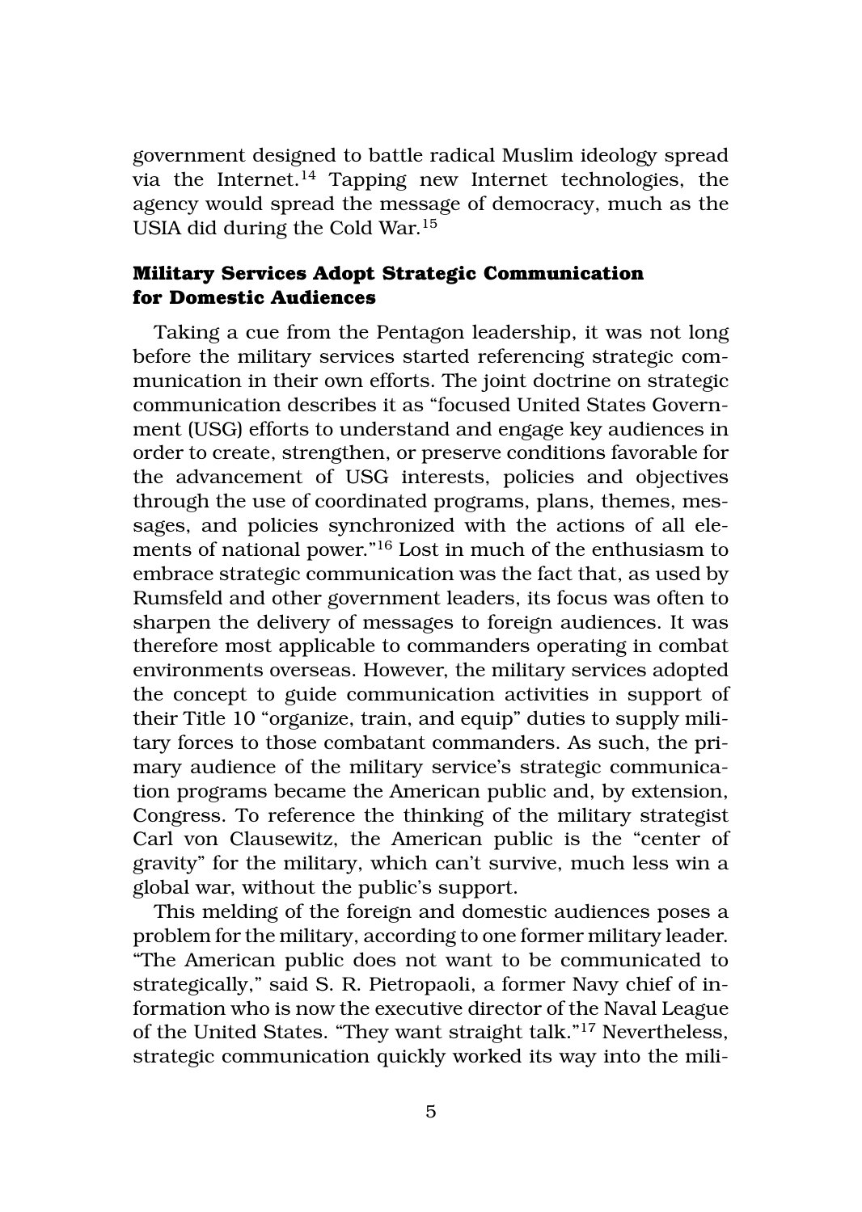government designed to battle radical Muslim ideology spread via the Internet.[14] Tapping new Internet technologies, the agency would spread the message of democracy, much as the USIA did during the Cold War.[15]

### Military Services Adopt Strategic Communication for Domestic Audiences

Taking a cue from the Pentagon leadership, it was not long before the military services started referencing strategic communication in their own efforts. The joint doctrine on strategic communication describes it as "focused United States Government (USG) efforts to understand and engage key audiences in order to create, strengthen, or preserve conditions favorable for the advancement of USG interests, policies and objectives through the use of coordinated programs, plans, themes, messages, and policies synchronized with the actions of all elements of national power."[16] Lost in much of the enthusiasm to embrace strategic communication was the fact that, as used by Rumsfeld and other government leaders, its focus was often to sharpen the delivery of messages to foreign audiences. It was therefore most applicable to commanders operating in combat environments overseas. However, the military services adopted the concept to guide communication activities in support of their Title 10 "organize, train, and equip" duties to supply military forces to those combatant commanders. As such, the primary audience of the military service's strategic communication programs became the American public and, by extension, Congress. To reference the thinking of the military strategist Carl von Clausewitz, the American public is the "center of gravity" for the military, which can't survive, much less win a global war, without the public's support.

This melding of the foreign and domestic audiences poses a problem for the military, according to one former military leader. "The American public does not want to be communicated to strategically," said S. R. Pietropaoli, a former Navy chief of information who is now the executive director of the Naval League of the United States. "They want straight talk."[17] Nevertheless, strategic communication quickly worked its way into the mili-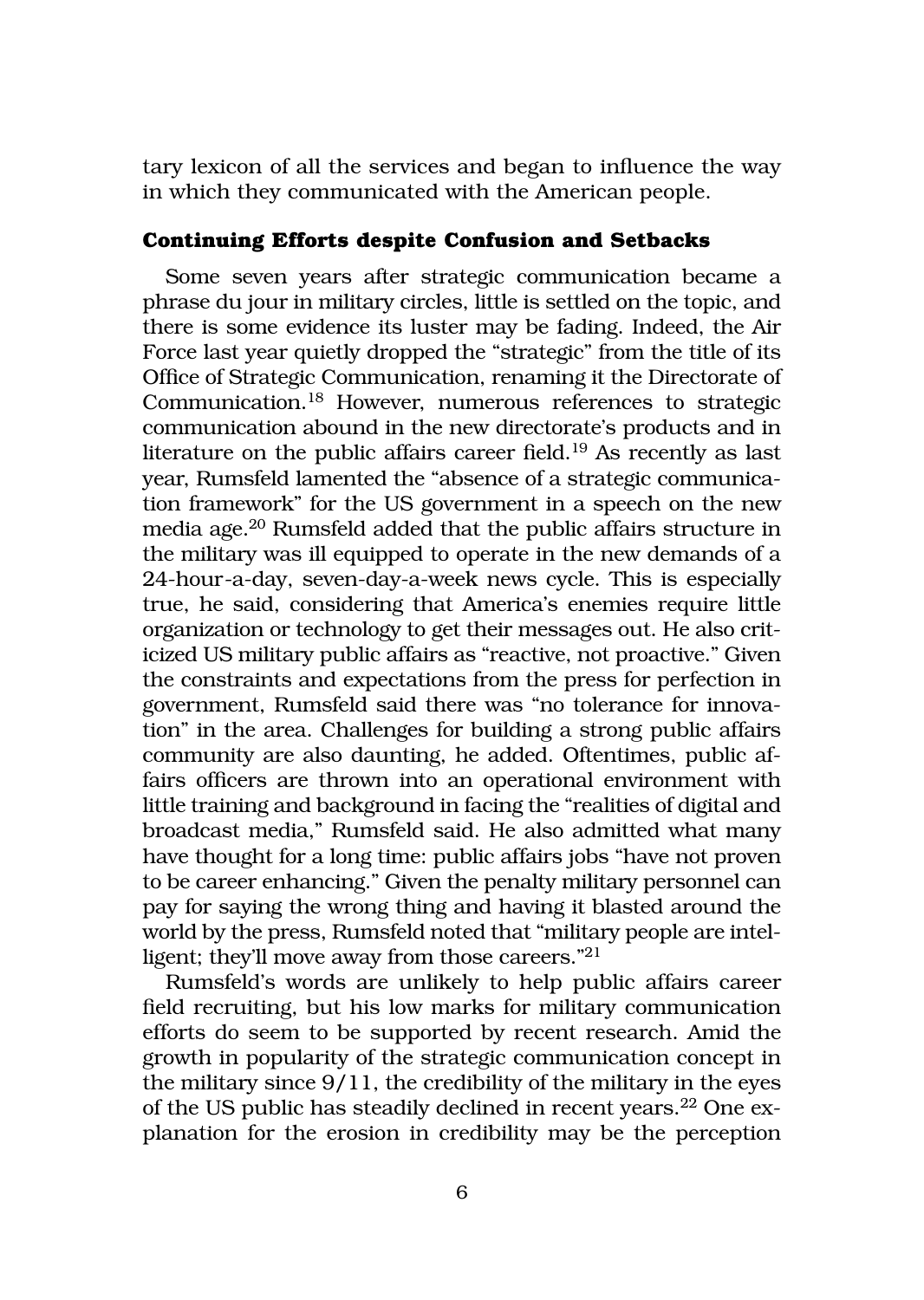tary lexicon of all the services and began to influence the way in which they communicated with the American people.

### Continuing Efforts despite Confusion and Setbacks

Some seven years after strategic communication became a phrase du jour in military circles, little is settled on the topic, and there is some evidence its luster may be fading. Indeed, the Air Force last year quietly dropped the "strategic" from the title of its Office of Strategic Communication, renaming it the Directorate of Communication.[18] However, numerous references to strategic communication abound in the new directorate's products and in literature on the public affairs career field.[19] As recently as last year, Rumsfeld lamented the "absence of a strategic communication framework" for the US government in a speech on the new media age.[20] Rumsfeld added that the public affairs structure in the military was ill equipped to operate in the new demands of a 24-hour-a-day, seven-day-a-week news cycle. This is especially true, he said, considering that America's enemies require little organization or technology to get their messages out. He also criticized US military public affairs as "reactive, not proactive." Given the constraints and expectations from the press for perfection in government, Rumsfeld said there was "no tolerance for innovation" in the area. Challenges for building a strong public affairs community are also daunting, he added. Oftentimes, public affairs officers are thrown into an operational environment with little training and background in facing the "realities of digital and broadcast media," Rumsfeld said. He also admitted what many have thought for a long time: public affairs jobs "have not proven to be career enhancing." Given the penalty military personnel can pay for saying the wrong thing and having it blasted around the world by the press, Rumsfeld noted that "military people are intelligent; they'll move away from those careers."[21]

Rumsfeld's words are unlikely to help public affairs career field recruiting, but his low marks for military communication efforts do seem to be supported by recent research. Amid the growth in popularity of the strategic communication concept in the military since 9/11, the credibility of the military in the eyes of the US public has steadily declined in recent years.[22] One explanation for the erosion in credibility may be the perception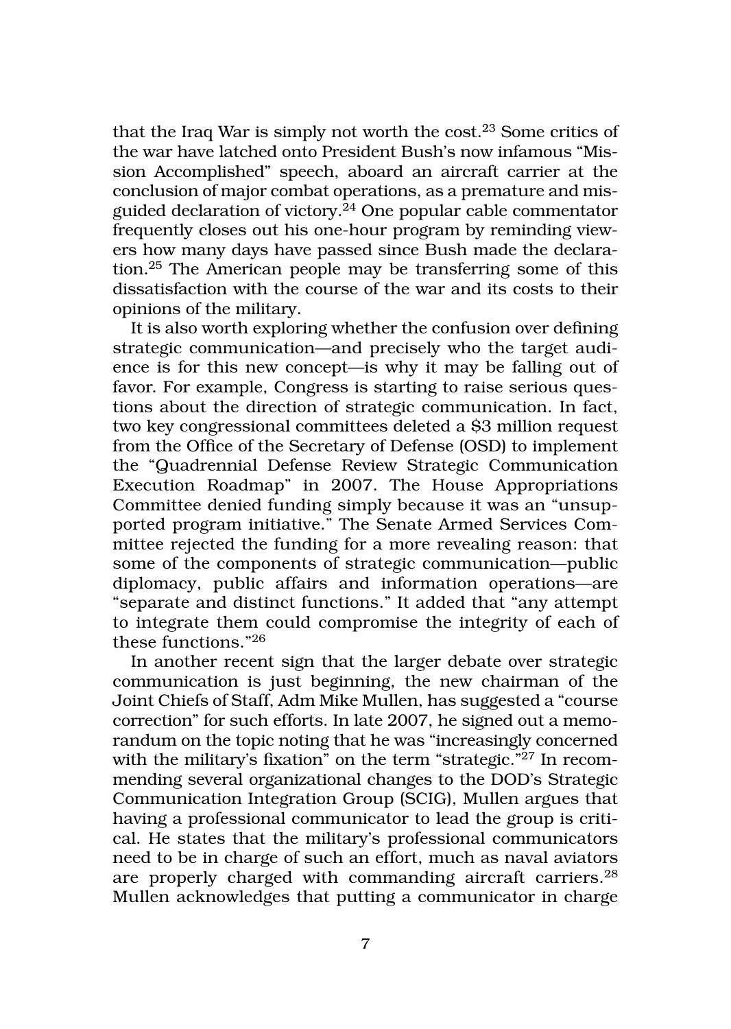that the Iraq War is simply not worth the cost.[23] Some critics of the war have latched onto President Bush's now infamous "Mission Accomplished" speech, aboard an aircraft carrier at the conclusion of major combat operations, as a premature and misguided declaration of victory.[24] One popular cable commentator frequently closes out his one-hour program by reminding viewers how many days have passed since Bush made the declaration.[25] The American people may be transferring some of this dissatisfaction with the course of the war and its costs to their opinions of the military.

It is also worth exploring whether the confusion over defining strategic communication—and precisely who the target audience is for this new concept—is why it may be falling out of favor. For example, Congress is starting to raise serious questions about the direction of strategic communication. In fact, two key congressional committees deleted a $3 million request from the Office of the Secretary of Defense (OSD) to implement the "Quadrennial Defense Review Strategic Communication Execution Roadmap" in 2007. The House Appropriations Committee denied funding simply because it was an "unsupported program initiative." The Senate Armed Services Committee rejected the funding for a more revealing reason: that some of the components of strategic communication—public diplomacy, public affairs and information operations—are "separate and distinct functions." It added that "any attempt to integrate them could compromise the integrity of each of these functions."[26]

In another recent sign that the larger debate over strategic communication is just beginning, the new chairman of the Joint Chiefs of Staff, Adm Mike Mullen, has suggested a "course correction" for such efforts. In late 2007, he signed out a memorandum on the topic noting that he was "increasingly concerned with the military's fixation" on the term "strategic."[27] In recommending several organizational changes to the DOD's Strategic Communication Integration Group (SCIG), Mullen argues that having a professional communicator to lead the group is critical. He states that the military's professional communicators need to be in charge of such an effort, much as naval aviators are properly charged with commanding aircraft carriers.[28] Mullen acknowledges that putting a communicator in charge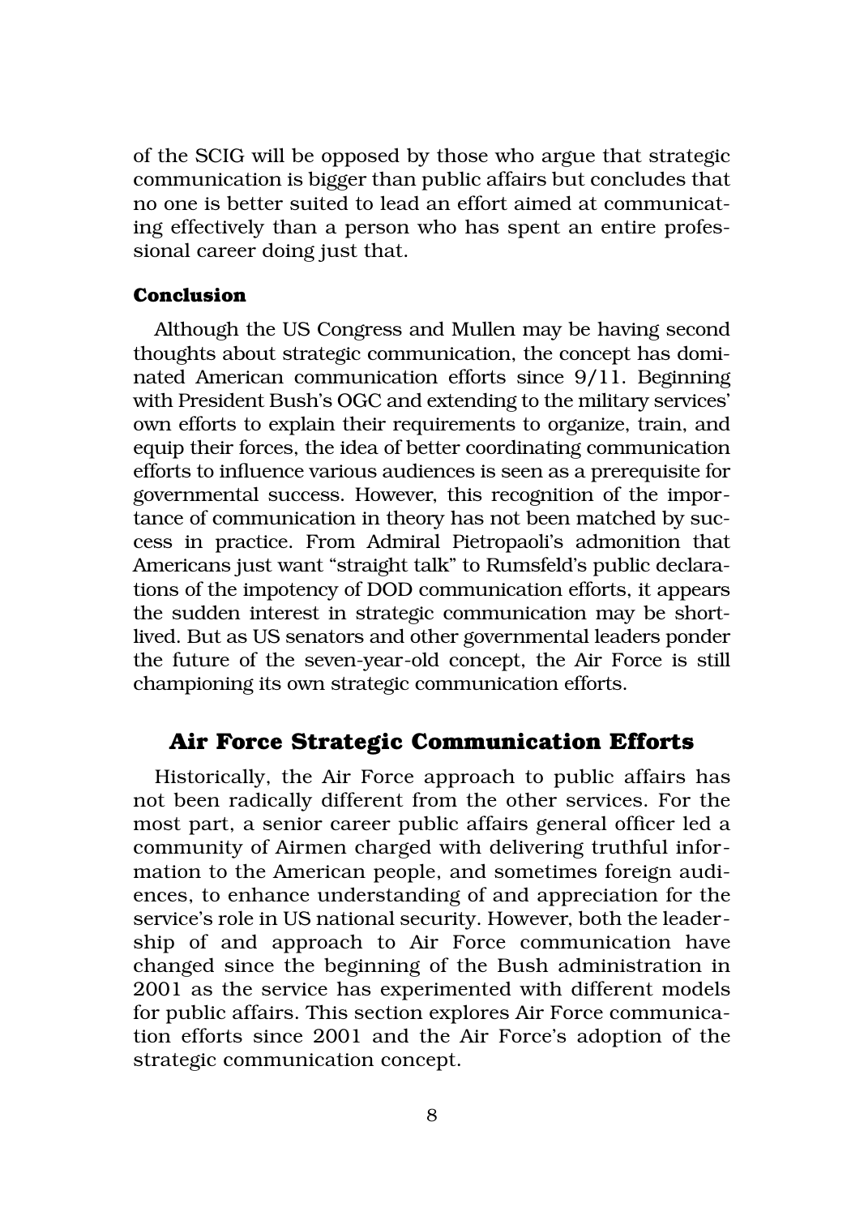of the SCIG will be opposed by those who argue that strategic communication is bigger than public affairs but concludes that no one is better suited to lead an effort aimed at communicating effectively than a person who has spent an entire professional career doing just that.

### Conclusion

Although the US Congress and Mullen may be having second thoughts about strategic communication, the concept has dominated American communication efforts since 9/11. Beginning with President Bush's OGC and extending to the military services' own efforts to explain their requirements to organize, train, and equip their forces, the idea of better coordinating communication efforts to influence various audiences is seen as a prerequisite for governmental success. However, this recognition of the importance of communication in theory has not been matched by success in practice. From Admiral Pietropaoli's admonition that Americans just want "straight talk" to Rumsfeld's public declarations of the impotency of DOD communication efforts, it appears the sudden interest in strategic communication may be short-lived. But as US senators and other governmental leaders ponder the future of the seven-year-old concept, the Air Force is still championing its own strategic communication efforts.

## Air Force Strategic Communication Efforts

Historically, the Air Force approach to public affairs has not been radically different from the other services. For the most part, a senior career public affairs general officer led a community of Airmen charged with delivering truthful information to the American people, and sometimes foreign audiences, to enhance understanding of and appreciation for the service's role in US national security. However, both the leadership of and approach to Air Force communication have changed since the beginning of the Bush administration in 2001 as the service has experimented with different models for public affairs. This section explores Air Force communication efforts since 2001 and the Air Force's adoption of the strategic communication concept.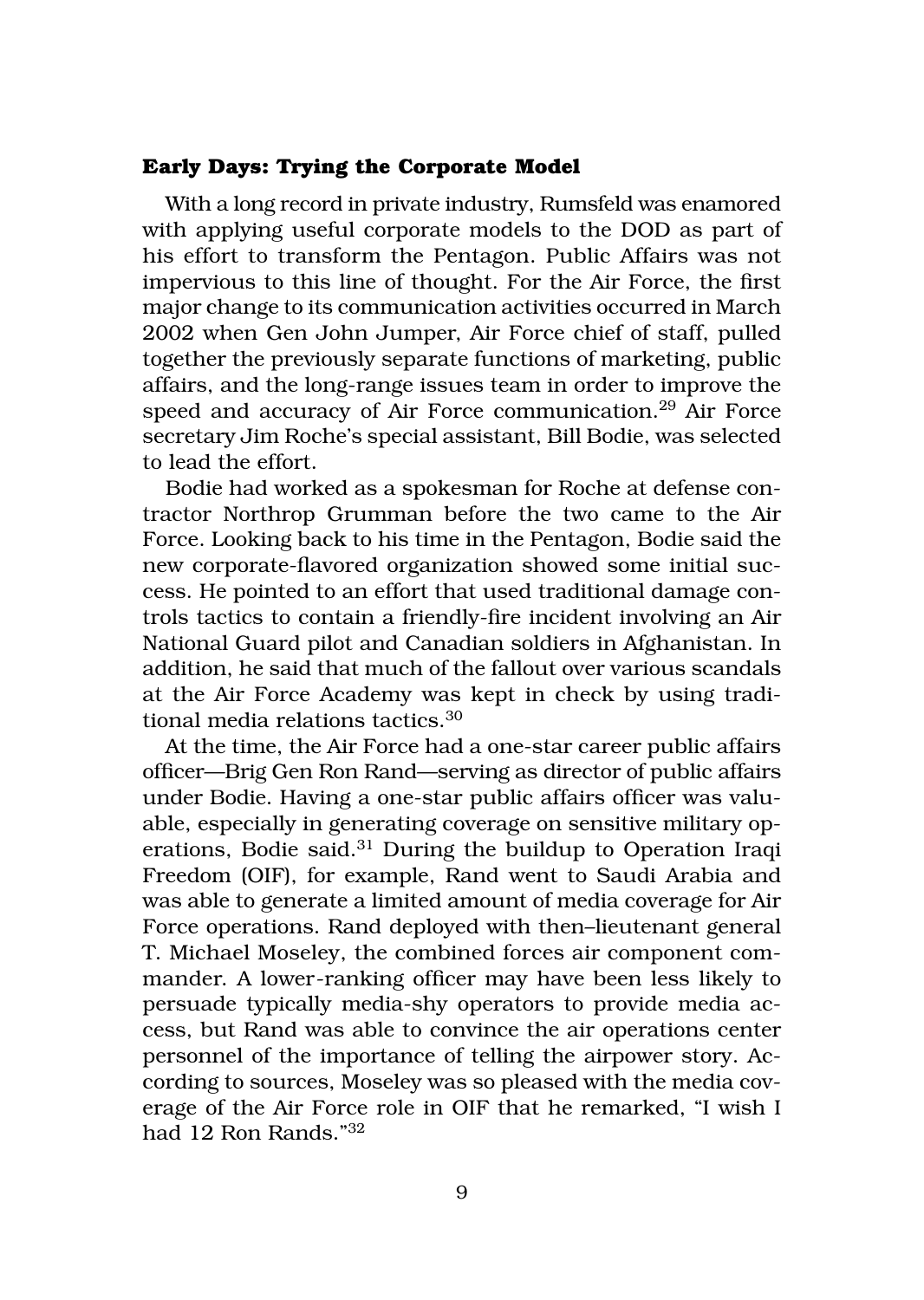### Early Days: Trying the Corporate Model

With a long record in private industry, Rumsfeld was enamored with applying useful corporate models to the DOD as part of his effort to transform the Pentagon. Public Affairs was not impervious to this line of thought. For the Air Force, the first major change to its communication activities occurred in March 2002 when Gen John Jumper, Air Force chief of staff, pulled together the previously separate functions of marketing, public affairs, and the long-range issues team in order to improve the speed and accuracy of Air Force communication.[29] Air Force secretary Jim Roche's special assistant, Bill Bodie, was selected to lead the effort.

Bodie had worked as a spokesman for Roche at defense contractor Northrop Grumman before the two came to the Air Force. Looking back to his time in the Pentagon, Bodie said the new corporate-flavored organization showed some initial success. He pointed to an effort that used traditional damage controls tactics to contain a friendly-fire incident involving an Air National Guard pilot and Canadian soldiers in Afghanistan. In addition, he said that much of the fallout over various scandals at the Air Force Academy was kept in check by using traditional media relations tactics.[30]

At the time, the Air Force had a one-star career public affairs officer—Brig Gen Ron Rand—serving as director of public affairs under Bodie. Having a one-star public affairs officer was valuable, especially in generating coverage on sensitive military operations, Bodie said.[31] During the buildup to Operation Iraqi Freedom (OIF), for example, Rand went to Saudi Arabia and was able to generate a limited amount of media coverage for Air Force operations. Rand deployed with then–lieutenant general T. Michael Moseley, the combined forces air component commander. A lower-ranking officer may have been less likely to persuade typically media-shy operators to provide media access, but Rand was able to convince the air operations center personnel of the importance of telling the airpower story. According to sources, Moseley was so pleased with the media coverage of the Air Force role in OIF that he remarked, "I wish I had 12 Ron Rands."[32]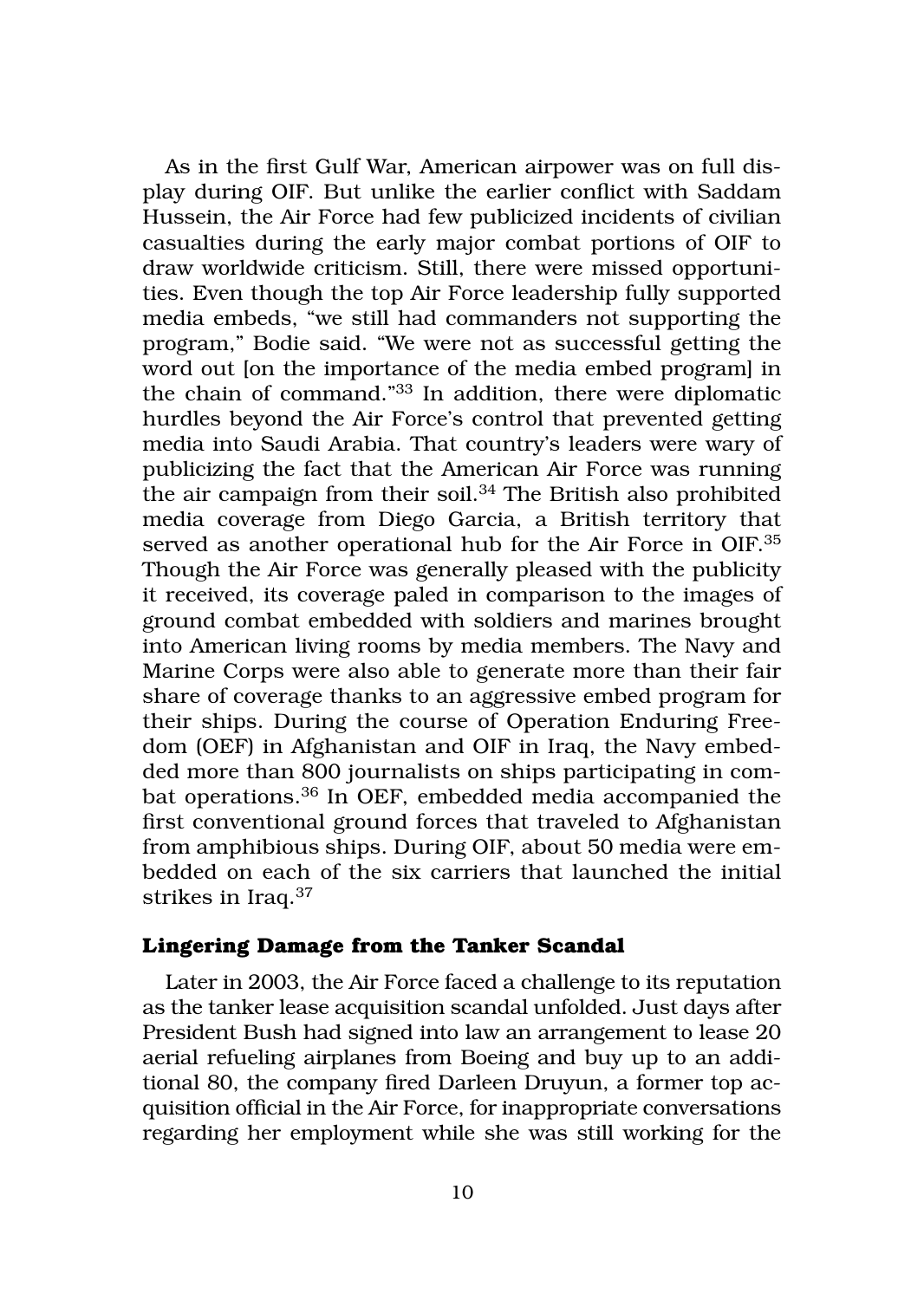As in the first Gulf War, American airpower was on full display during OIF. But unlike the earlier conflict with Saddam Hussein, the Air Force had few publicized incidents of civilian casualties during the early major combat portions of OIF to draw worldwide criticism. Still, there were missed opportunities. Even though the top Air Force leadership fully supported media embeds, "we still had commanders not supporting the program," Bodie said. "We were not as successful getting the word out [on the importance of the media embed program] in the chain of command."[33] In addition, there were diplomatic hurdles beyond the Air Force's control that prevented getting media into Saudi Arabia. That country's leaders were wary of publicizing the fact that the American Air Force was running the air campaign from their soil.[34] The British also prohibited media coverage from Diego Garcia, a British territory that served as another operational hub for the Air Force in OIF.[35] Though the Air Force was generally pleased with the publicity it received, its coverage paled in comparison to the images of ground combat embedded with soldiers and marines brought into American living rooms by media members. The Navy and Marine Corps were also able to generate more than their fair share of coverage thanks to an aggressive embed program for their ships. During the course of Operation Enduring Freedom (OEF) in Afghanistan and OIF in Iraq, the Navy embedded more than 800 journalists on ships participating in combat operations.[36] In OEF, embedded media accompanied the first conventional ground forces that traveled to Afghanistan from amphibious ships. During OIF, about 50 media were embedded on each of the six carriers that launched the initial strikes in Iraq.[37]

### Lingering Damage from the Tanker Scandal

Later in 2003, the Air Force faced a challenge to its reputation as the tanker lease acquisition scandal unfolded. Just days after President Bush had signed into law an arrangement to lease 20 aerial refueling airplanes from Boeing and buy up to an additional 80, the company fired Darleen Druyun, a former top acquisition official in the Air Force, for inappropriate conversations regarding her employment while she was still working for the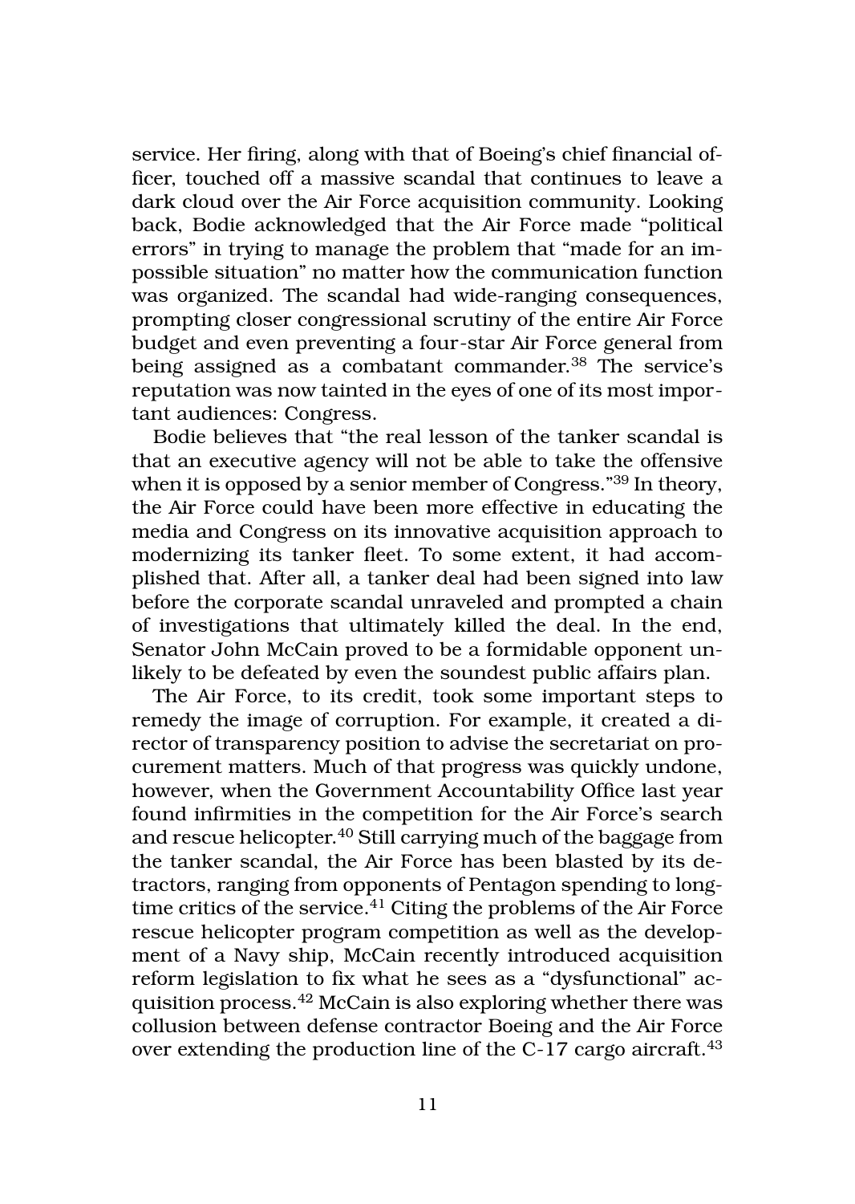service. Her firing, along with that of Boeing's chief financial officer, touched off a massive scandal that continues to leave a dark cloud over the Air Force acquisition community. Looking back, Bodie acknowledged that the Air Force made "political errors" in trying to manage the problem that "made for an impossible situation" no matter how the communication function was organized. The scandal had wide-ranging consequences, prompting closer congressional scrutiny of the entire Air Force budget and even preventing a four-star Air Force general from being assigned as a combatant commander.[38] The service's reputation was now tainted in the eyes of one of its most important audiences: Congress.

Bodie believes that "the real lesson of the tanker scandal is that an executive agency will not be able to take the offensive when it is opposed by a senior member of Congress."[39] In theory, the Air Force could have been more effective in educating the media and Congress on its innovative acquisition approach to modernizing its tanker fleet. To some extent, it had accomplished that. After all, a tanker deal had been signed into law before the corporate scandal unraveled and prompted a chain of investigations that ultimately killed the deal. In the end, Senator John McCain proved to be a formidable opponent unlikely to be defeated by even the soundest public affairs plan.

The Air Force, to its credit, took some important steps to remedy the image of corruption. For example, it created a director of transparency position to advise the secretariat on procurement matters. Much of that progress was quickly undone, however, when the Government Accountability Office last year found infirmities in the competition for the Air Force's search and rescue helicopter.[40] Still carrying much of the baggage from the tanker scandal, the Air Force has been blasted by its detractors, ranging from opponents of Pentagon spending to long-time critics of the service.[41] Citing the problems of the Air Force rescue helicopter program competition as well as the development of a Navy ship, McCain recently introduced acquisition reform legislation to fix what he sees as a "dysfunctional" acquisition process.[42] McCain is also exploring whether there was collusion between defense contractor Boeing and the Air Force over extending the production line of the C-17 cargo aircraft.[43]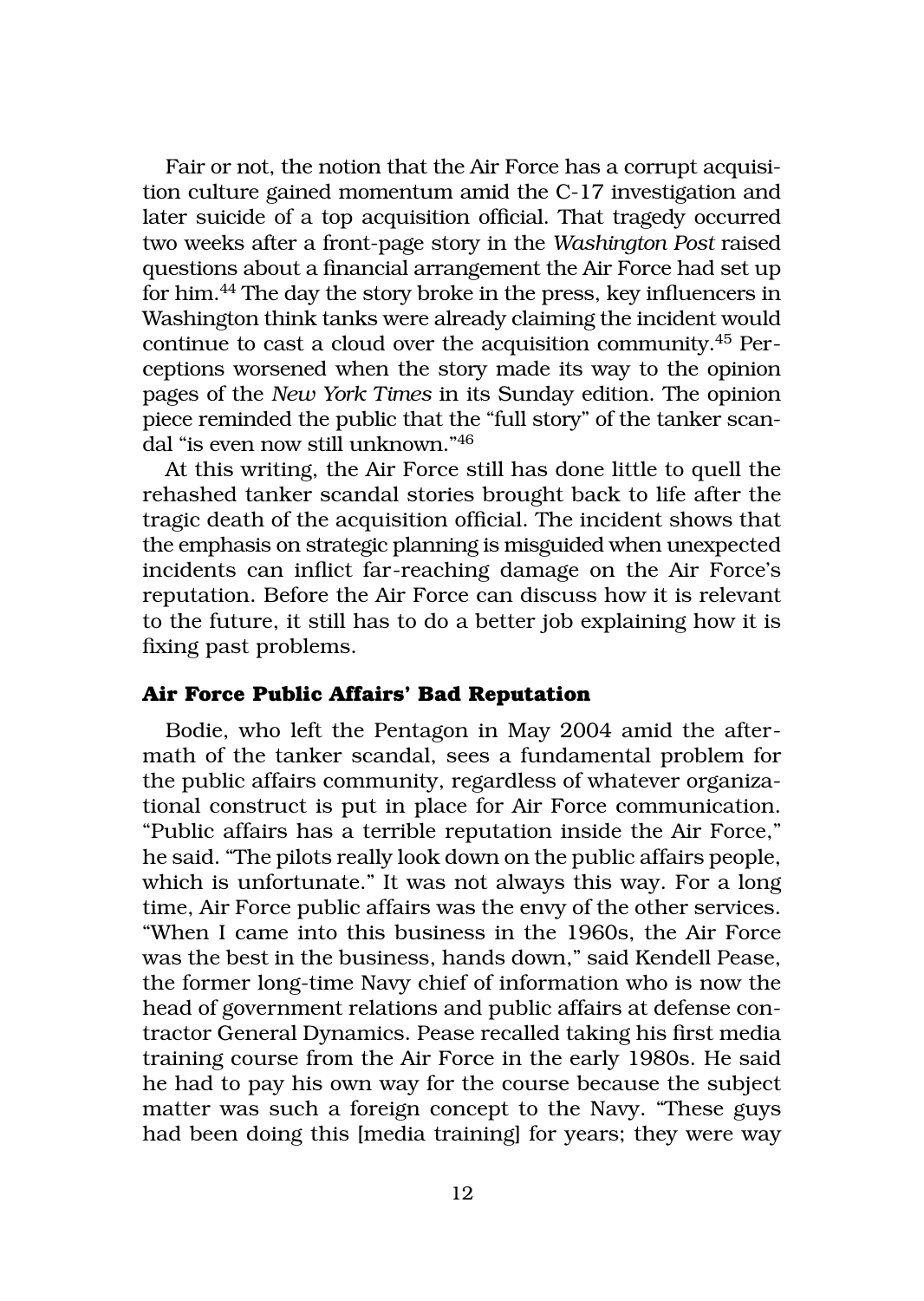Fair or not, the notion that the Air Force has a corrupt acquisition culture gained momentum amid the C-17 investigation and later suicide of a top acquisition official. That tragedy occurred two weeks after a front-page story in the *Washington Post* raised questions about a financial arrangement the Air Force had set up for him.[44] The day the story broke in the press, key influencers in Washington think tanks were already claiming the incident would continue to cast a cloud over the acquisition community.[45] Perceptions worsened when the story made its way to the opinion pages of the *New York Times* in its Sunday edition. The opinion piece reminded the public that the "full story" of the tanker scandal "is even now still unknown."[46]

At this writing, the Air Force still has done little to quell the rehashed tanker scandal stories brought back to life after the tragic death of the acquisition official. The incident shows that the emphasis on strategic planning is misguided when unexpected incidents can inflict far-reaching damage on the Air Force's reputation. Before the Air Force can discuss how it is relevant to the future, it still has to do a better job explaining how it is fixing past problems.

### Air Force Public Affairs' Bad Reputation

Bodie, who left the Pentagon in May 2004 amid the aftermath of the tanker scandal, sees a fundamental problem for the public affairs community, regardless of whatever organizational construct is put in place for Air Force communication. "Public affairs has a terrible reputation inside the Air Force," he said. "The pilots really look down on the public affairs people, which is unfortunate." It was not always this way. For a long time, Air Force public affairs was the envy of the other services. "When I came into this business in the 1960s, the Air Force was the best in the business, hands down," said Kendell Pease, the former long-time Navy chief of information who is now the head of government relations and public affairs at defense contractor General Dynamics. Pease recalled taking his first media training course from the Air Force in the early 1980s. He said he had to pay his own way for the course because the subject matter was such a foreign concept to the Navy. "These guys had been doing this [media training] for years; they were way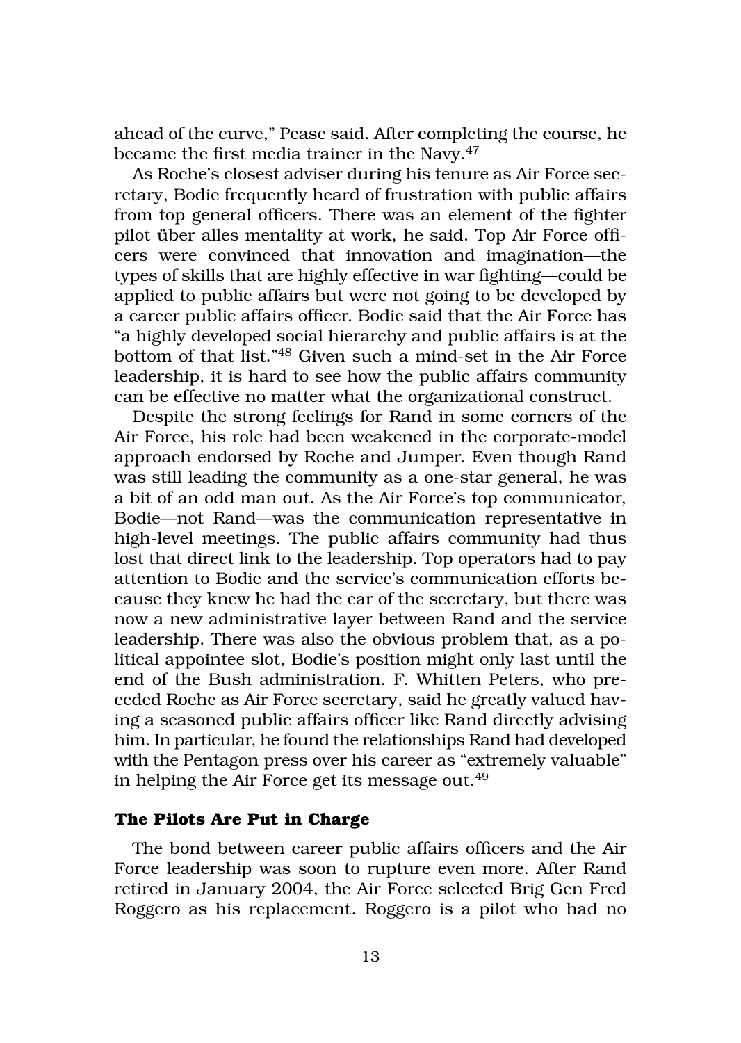ahead of the curve," Pease said. After completing the course, he became the first media trainer in the Navy.[47]

As Roche's closest adviser during his tenure as Air Force secretary, Bodie frequently heard of frustration with public affairs from top general officers. There was an element of the fighter pilot über alles mentality at work, he said. Top Air Force officers were convinced that innovation and imagination—the types of skills that are highly effective in war fighting—could be applied to public affairs but were not going to be developed by a career public affairs officer. Bodie said that the Air Force has "a highly developed social hierarchy and public affairs is at the bottom of that list."[48] Given such a mind-set in the Air Force leadership, it is hard to see how the public affairs community can be effective no matter what the organizational construct.

Despite the strong feelings for Rand in some corners of the Air Force, his role had been weakened in the corporate-model approach endorsed by Roche and Jumper. Even though Rand was still leading the community as a one-star general, he was a bit of an odd man out. As the Air Force's top communicator, Bodie—not Rand—was the communication representative in high-level meetings. The public affairs community had thus lost that direct link to the leadership. Top operators had to pay attention to Bodie and the service's communication efforts because they knew he had the ear of the secretary, but there was now a new administrative layer between Rand and the service leadership. There was also the obvious problem that, as a political appointee slot, Bodie's position might only last until the end of the Bush administration. F. Whitten Peters, who preceded Roche as Air Force secretary, said he greatly valued having a seasoned public affairs officer like Rand directly advising him. In particular, he found the relationships Rand had developed with the Pentagon press over his career as "extremely valuable" in helping the Air Force get its message out.[49]

### The Pilots Are Put in Charge

The bond between career public affairs officers and the Air Force leadership was soon to rupture even more. After Rand retired in January 2004, the Air Force selected Brig Gen Fred Roggero as his replacement. Roggero is a pilot who had no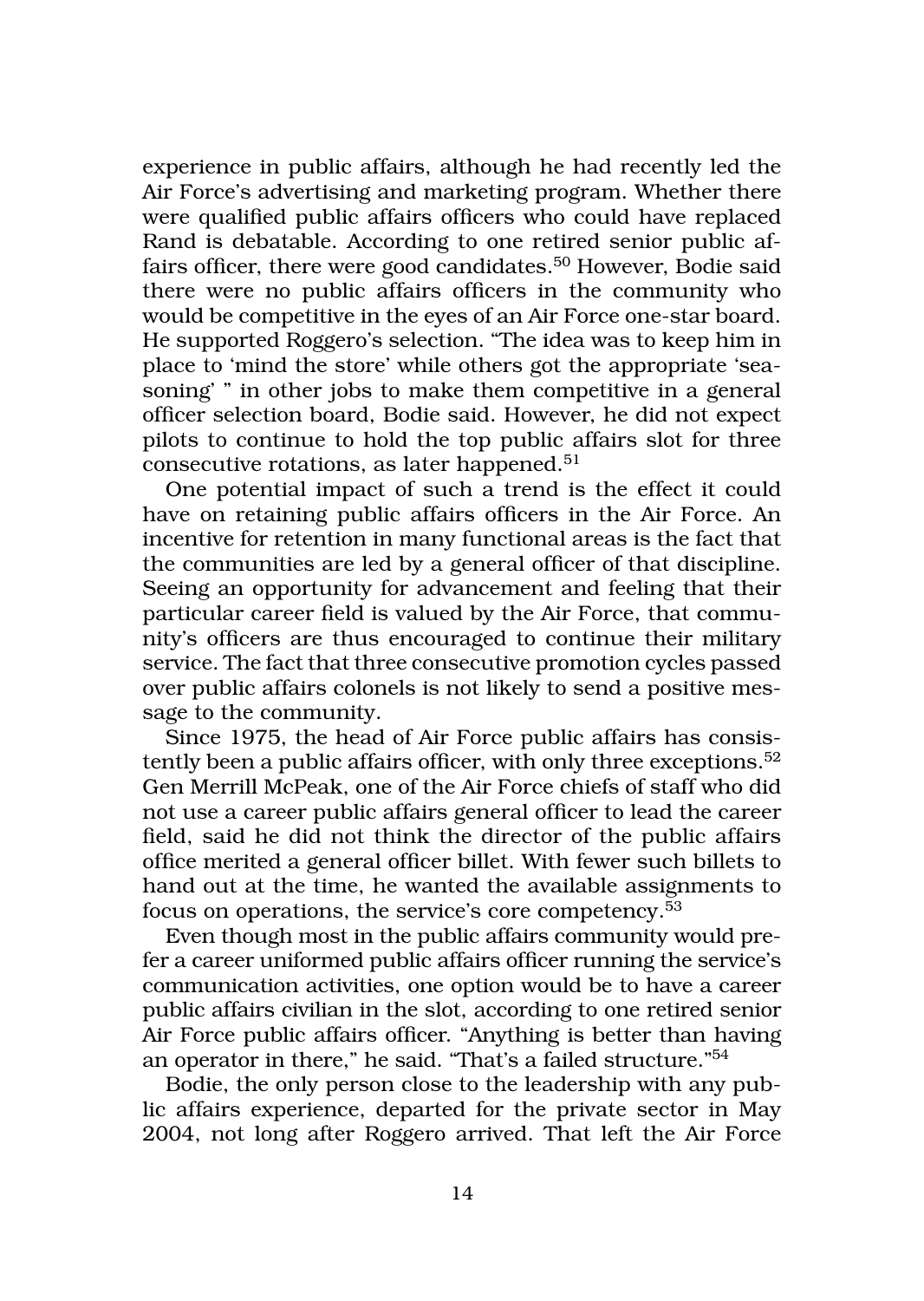experience in public affairs, although he had recently led the Air Force's advertising and marketing program. Whether there were qualified public affairs officers who could have replaced Rand is debatable. According to one retired senior public affairs officer, there were good candidates.[50] However, Bodie said there were no public affairs officers in the community who would be competitive in the eyes of an Air Force one-star board. He supported Roggero's selection. "The idea was to keep him in place to 'mind the store' while others got the appropriate 'seasoning' " in other jobs to make them competitive in a general officer selection board, Bodie said. However, he did not expect pilots to continue to hold the top public affairs slot for three consecutive rotations, as later happened.[51]

One potential impact of such a trend is the effect it could have on retaining public affairs officers in the Air Force. An incentive for retention in many functional areas is the fact that the communities are led by a general officer of that discipline. Seeing an opportunity for advancement and feeling that their particular career field is valued by the Air Force, that community's officers are thus encouraged to continue their military service. The fact that three consecutive promotion cycles passed over public affairs colonels is not likely to send a positive message to the community.

Since 1975, the head of Air Force public affairs has consistently been a public affairs officer, with only three exceptions.[52] Gen Merrill McPeak, one of the Air Force chiefs of staff who did not use a career public affairs general officer to lead the career field, said he did not think the director of the public affairs office merited a general officer billet. With fewer such billets to hand out at the time, he wanted the available assignments to focus on operations, the service's core competency.[53]

Even though most in the public affairs community would prefer a career uniformed public affairs officer running the service's communication activities, one option would be to have a career public affairs civilian in the slot, according to one retired senior Air Force public affairs officer. "Anything is better than having an operator in there," he said. "That's a failed structure."[54]

Bodie, the only person close to the leadership with any public affairs experience, departed for the private sector in May 2004, not long after Roggero arrived. That left the Air Force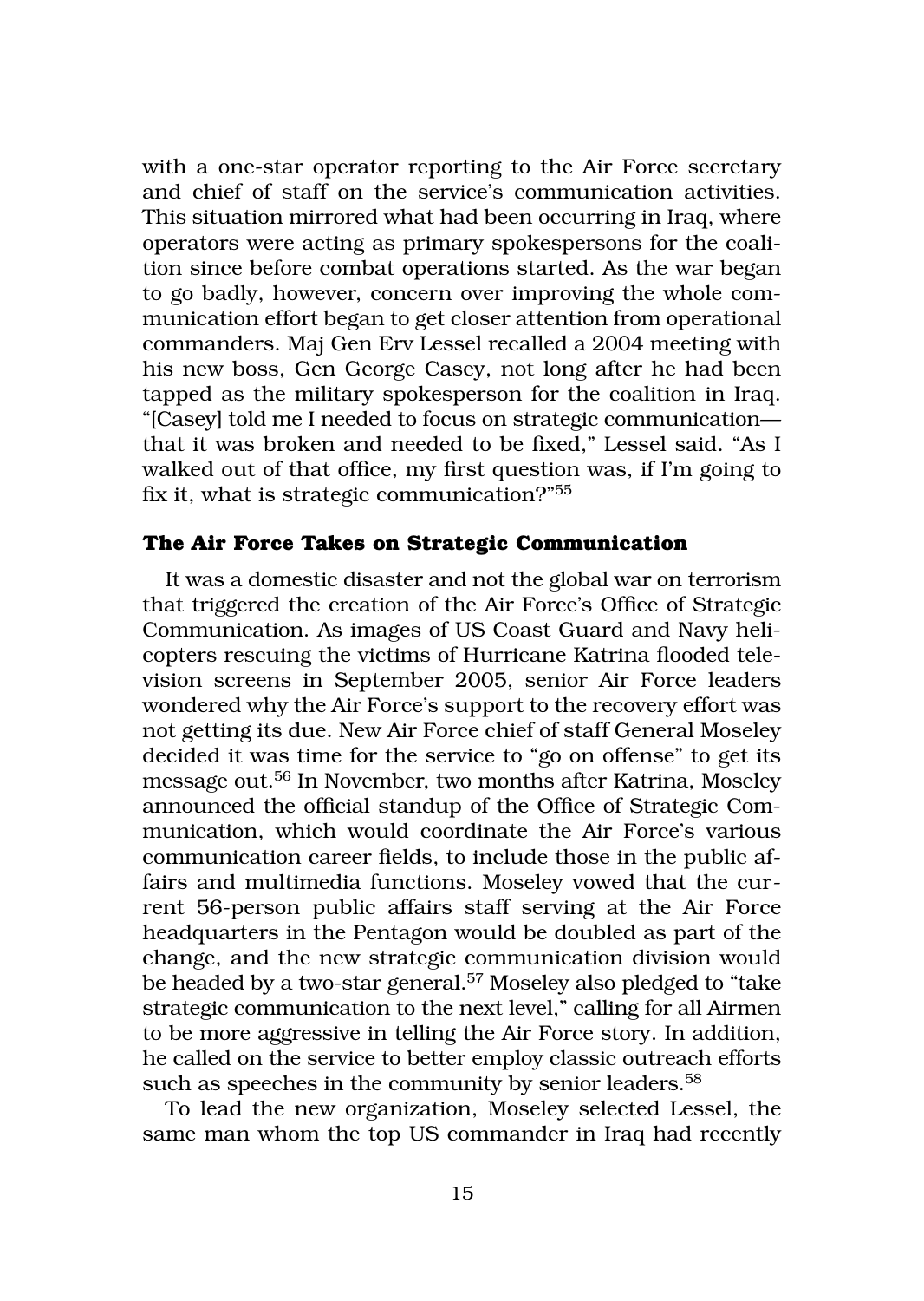with a one-star operator reporting to the Air Force secretary and chief of staff on the service's communication activities. This situation mirrored what had been occurring in Iraq, where operators were acting as primary spokespersons for the coalition since before combat operations started. As the war began to go badly, however, concern over improving the whole communication effort began to get closer attention from operational commanders. Maj Gen Erv Lessel recalled a 2004 meeting with his new boss, Gen George Casey, not long after he had been tapped as the military spokesperson for the coalition in Iraq. "[Casey] told me I needed to focus on strategic communication—that it was broken and needed to be fixed," Lessel said. "As I walked out of that office, my first question was, if I'm going to fix it, what is strategic communication?"[55]

### The Air Force Takes on Strategic Communication

It was a domestic disaster and not the global war on terrorism that triggered the creation of the Air Force's Office of Strategic Communication. As images of US Coast Guard and Navy helicopters rescuing the victims of Hurricane Katrina flooded television screens in September 2005, senior Air Force leaders wondered why the Air Force's support to the recovery effort was not getting its due. New Air Force chief of staff General Moseley decided it was time for the service to "go on offense" to get its message out.[56] In November, two months after Katrina, Moseley announced the official standup of the Office of Strategic Communication, which would coordinate the Air Force's various communication career fields, to include those in the public affairs and multimedia functions. Moseley vowed that the current 56-person public affairs staff serving at the Air Force headquarters in the Pentagon would be doubled as part of the change, and the new strategic communication division would be headed by a two-star general.[57] Moseley also pledged to "take strategic communication to the next level," calling for all Airmen to be more aggressive in telling the Air Force story. In addition, he called on the service to better employ classic outreach efforts such as speeches in the community by senior leaders.[58]

To lead the new organization, Moseley selected Lessel, the same man whom the top US commander in Iraq had recently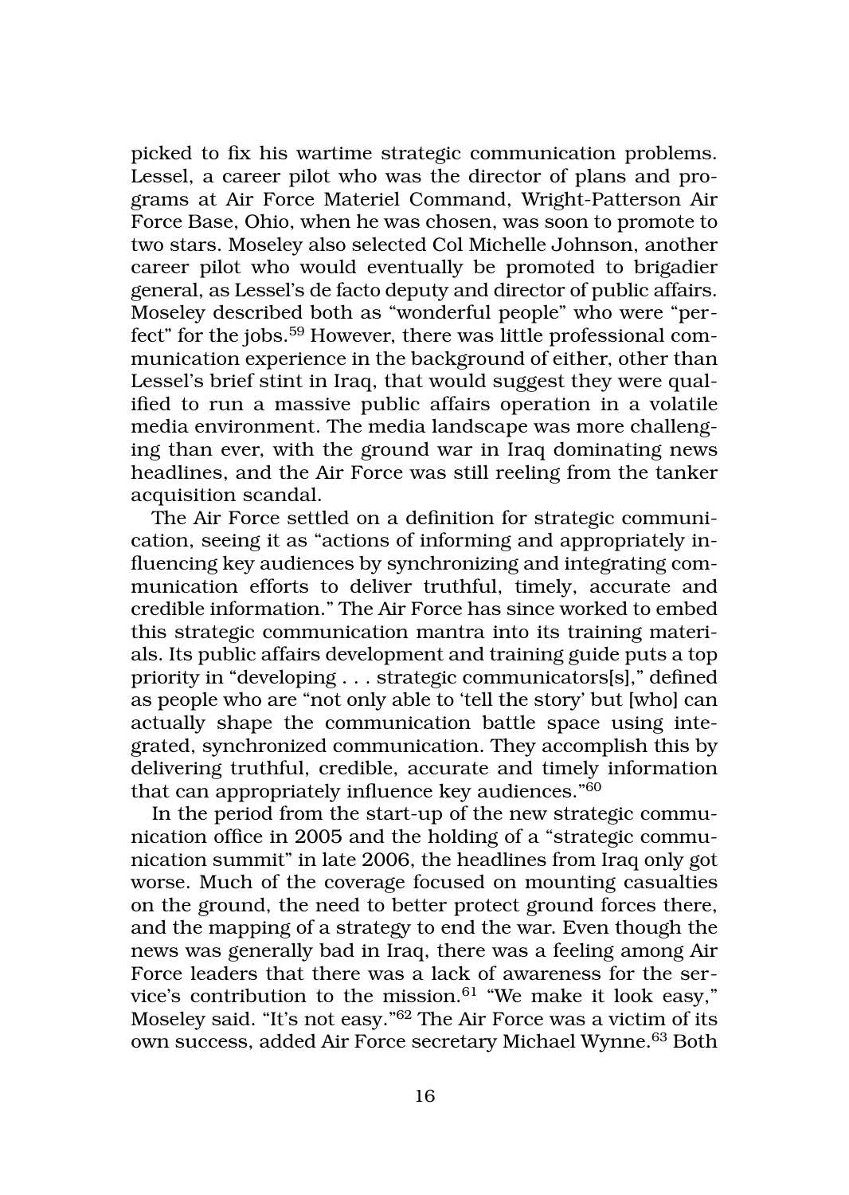picked to fix his wartime strategic communication problems. Lessel, a career pilot who was the director of plans and programs at Air Force Materiel Command, Wright-Patterson Air Force Base, Ohio, when he was chosen, was soon to promote to two stars. Moseley also selected Col Michelle Johnson, another career pilot who would eventually be promoted to brigadier general, as Lessel's de facto deputy and director of public affairs. Moseley described both as "wonderful people" who were "perfect" for the jobs.[59] However, there was little professional communication experience in the background of either, other than Lessel's brief stint in Iraq, that would suggest they were qualified to run a massive public affairs operation in a volatile media environment. The media landscape was more challenging than ever, with the ground war in Iraq dominating news headlines, and the Air Force was still reeling from the tanker acquisition scandal.

The Air Force settled on a definition for strategic communication, seeing it as "actions of informing and appropriately influencing key audiences by synchronizing and integrating communication efforts to deliver truthful, timely, accurate and credible information." The Air Force has since worked to embed this strategic communication mantra into its training materials. Its public affairs development and training guide puts a top priority in "developing . . . strategic communicators[s]," defined as people who are "not only able to 'tell the story' but [who] can actually shape the communication battle space using integrated, synchronized communication. They accomplish this by delivering truthful, credible, accurate and timely information that can appropriately influence key audiences."[60]

In the period from the start-up of the new strategic communication office in 2005 and the holding of a "strategic communication summit" in late 2006, the headlines from Iraq only got worse. Much of the coverage focused on mounting casualties on the ground, the need to better protect ground forces there, and the mapping of a strategy to end the war. Even though the news was generally bad in Iraq, there was a feeling among Air Force leaders that there was a lack of awareness for the service's contribution to the mission.[61] "We make it look easy," Moseley said. "It's not easy."[62] The Air Force was a victim of its own success, added Air Force secretary Michael Wynne.[63] Both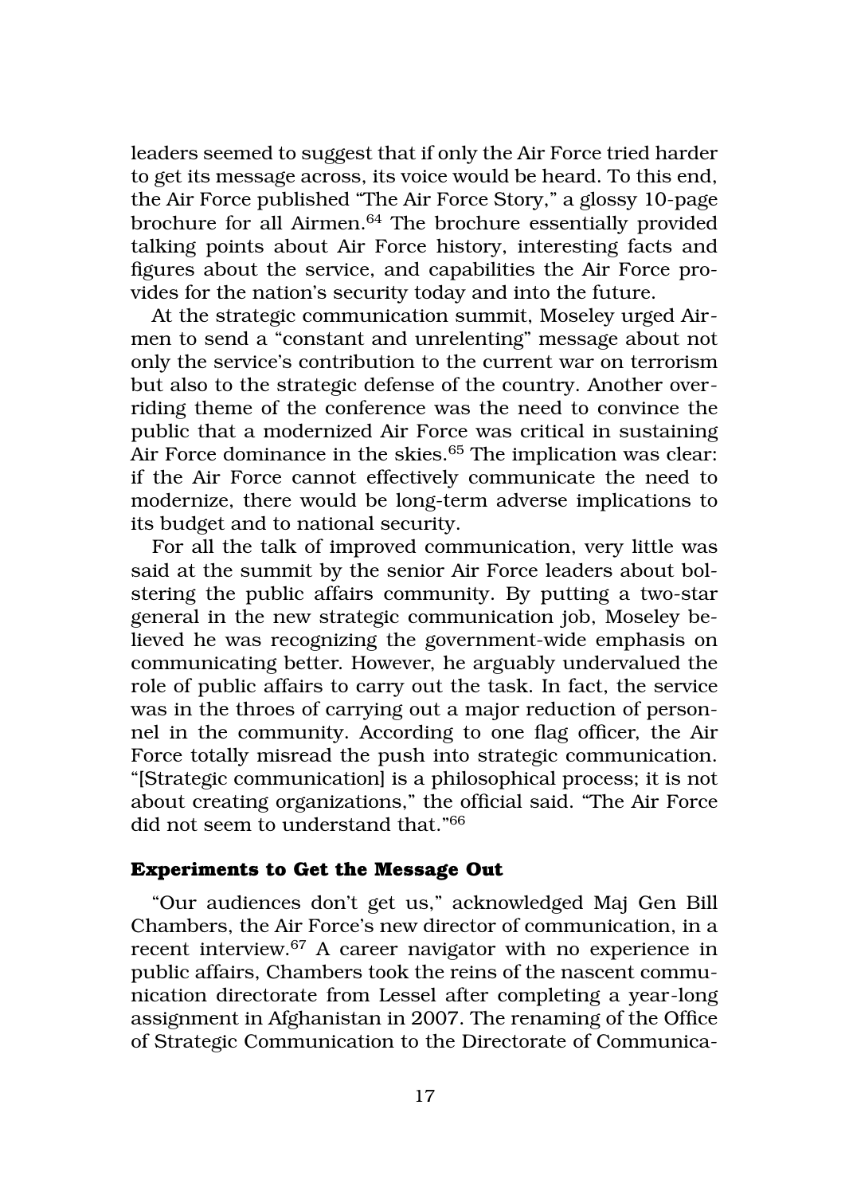leaders seemed to suggest that if only the Air Force tried harder to get its message across, its voice would be heard. To this end, the Air Force published "The Air Force Story," a glossy 10-page brochure for all Airmen.[64] The brochure essentially provided talking points about Air Force history, interesting facts and figures about the service, and capabilities the Air Force provides for the nation's security today and into the future.

At the strategic communication summit, Moseley urged Airmen to send a "constant and unrelenting" message about not only the service's contribution to the current war on terrorism but also to the strategic defense of the country. Another overriding theme of the conference was the need to convince the public that a modernized Air Force was critical in sustaining Air Force dominance in the skies.[65] The implication was clear: if the Air Force cannot effectively communicate the need to modernize, there would be long-term adverse implications to its budget and to national security.

For all the talk of improved communication, very little was said at the summit by the senior Air Force leaders about bolstering the public affairs community. By putting a two-star general in the new strategic communication job, Moseley believed he was recognizing the government-wide emphasis on communicating better. However, he arguably undervalued the role of public affairs to carry out the task. In fact, the service was in the throes of carrying out a major reduction of personnel in the community. According to one flag officer, the Air Force totally misread the push into strategic communication. "[Strategic communication] is a philosophical process; it is not about creating organizations," the official said. "The Air Force did not seem to understand that."[66]

### Experiments to Get the Message Out

"Our audiences don't get us," acknowledged Maj Gen Bill Chambers, the Air Force's new director of communication, in a recent interview.[67] A career navigator with no experience in public affairs, Chambers took the reins of the nascent communication directorate from Lessel after completing a year-long assignment in Afghanistan in 2007. The renaming of the Office of Strategic Communication to the Directorate of Communica-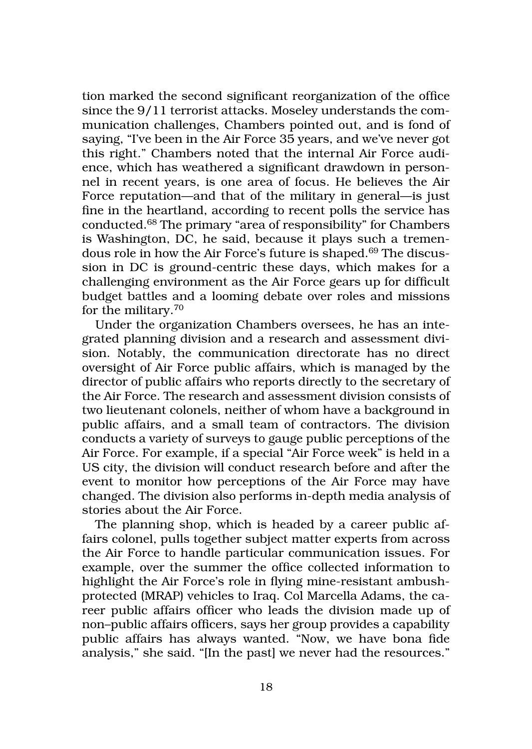tion marked the second significant reorganization of the office since the 9/11 terrorist attacks. Moseley understands the communication challenges, Chambers pointed out, and is fond of saying, "I've been in the Air Force 35 years, and we've never got this right." Chambers noted that the internal Air Force audience, which has weathered a significant drawdown in personnel in recent years, is one area of focus. He believes the Air Force reputation—and that of the military in general—is just fine in the heartland, according to recent polls the service has conducted.[68] The primary "area of responsibility" for Chambers is Washington, DC, he said, because it plays such a tremendous role in how the Air Force's future is shaped.[69] The discussion in DC is ground-centric these days, which makes for a challenging environment as the Air Force gears up for difficult budget battles and a looming debate over roles and missions for the military.[70]

Under the organization Chambers oversees, he has an integrated planning division and a research and assessment division. Notably, the communication directorate has no direct oversight of Air Force public affairs, which is managed by the director of public affairs who reports directly to the secretary of the Air Force. The research and assessment division consists of two lieutenant colonels, neither of whom have a background in public affairs, and a small team of contractors. The division conducts a variety of surveys to gauge public perceptions of the Air Force. For example, if a special "Air Force week" is held in a US city, the division will conduct research before and after the event to monitor how perceptions of the Air Force may have changed. The division also performs in-depth media analysis of stories about the Air Force.

The planning shop, which is headed by a career public affairs colonel, pulls together subject matter experts from across the Air Force to handle particular communication issues. For example, over the summer the office collected information to highlight the Air Force's role in flying mine-resistant ambush-protected (MRAP) vehicles to Iraq. Col Marcella Adams, the career public affairs officer who leads the division made up of non–public affairs officers, says her group provides a capability public affairs has always wanted. "Now, we have bona fide analysis," she said. "[In the past] we never had the resources."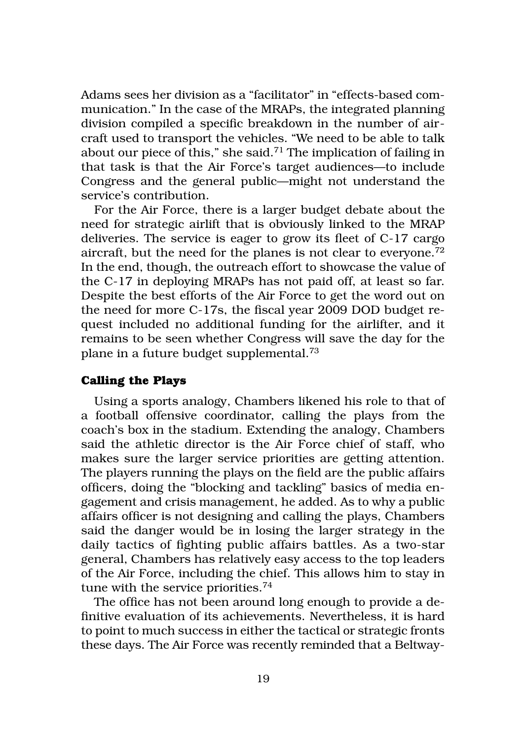Adams sees her division as a “facilitator” in “effects-based communication.” In the case of the MRAPs, the integrated planning division compiled a specific breakdown in the number of aircraft used to transport the vehicles. “We need to be able to talk about our piece of this,” she said.[71] The implication of failing in that task is that the Air Force’s target audiences—to include Congress and the general public—might not understand the service’s contribution.

For the Air Force, there is a larger budget debate about the need for strategic airlift that is obviously linked to the MRAP deliveries. The service is eager to grow its fleet of C-17 cargo aircraft, but the need for the planes is not clear to everyone.[72] In the end, though, the outreach effort to showcase the value of the C-17 in deploying MRAPs has not paid off, at least so far. Despite the best efforts of the Air Force to get the word out on the need for more C-17s, the fiscal year 2009 DOD budget request included no additional funding for the airlifter, and it remains to be seen whether Congress will save the day for the plane in a future budget supplemental.[73]

### Calling the Plays

Using a sports analogy, Chambers likened his role to that of a football offensive coordinator, calling the plays from the coach’s box in the stadium. Extending the analogy, Chambers said the athletic director is the Air Force chief of staff, who makes sure the larger service priorities are getting attention. The players running the plays on the field are the public affairs officers, doing the “blocking and tackling” basics of media engagement and crisis management, he added. As to why a public affairs officer is not designing and calling the plays, Chambers said the danger would be in losing the larger strategy in the daily tactics of fighting public affairs battles. As a two-star general, Chambers has relatively easy access to the top leaders of the Air Force, including the chief. This allows him to stay in tune with the service priorities.[74]

The office has not been around long enough to provide a definitive evaluation of its achievements. Nevertheless, it is hard to point to much success in either the tactical or strategic fronts these days. The Air Force was recently reminded that a Beltway-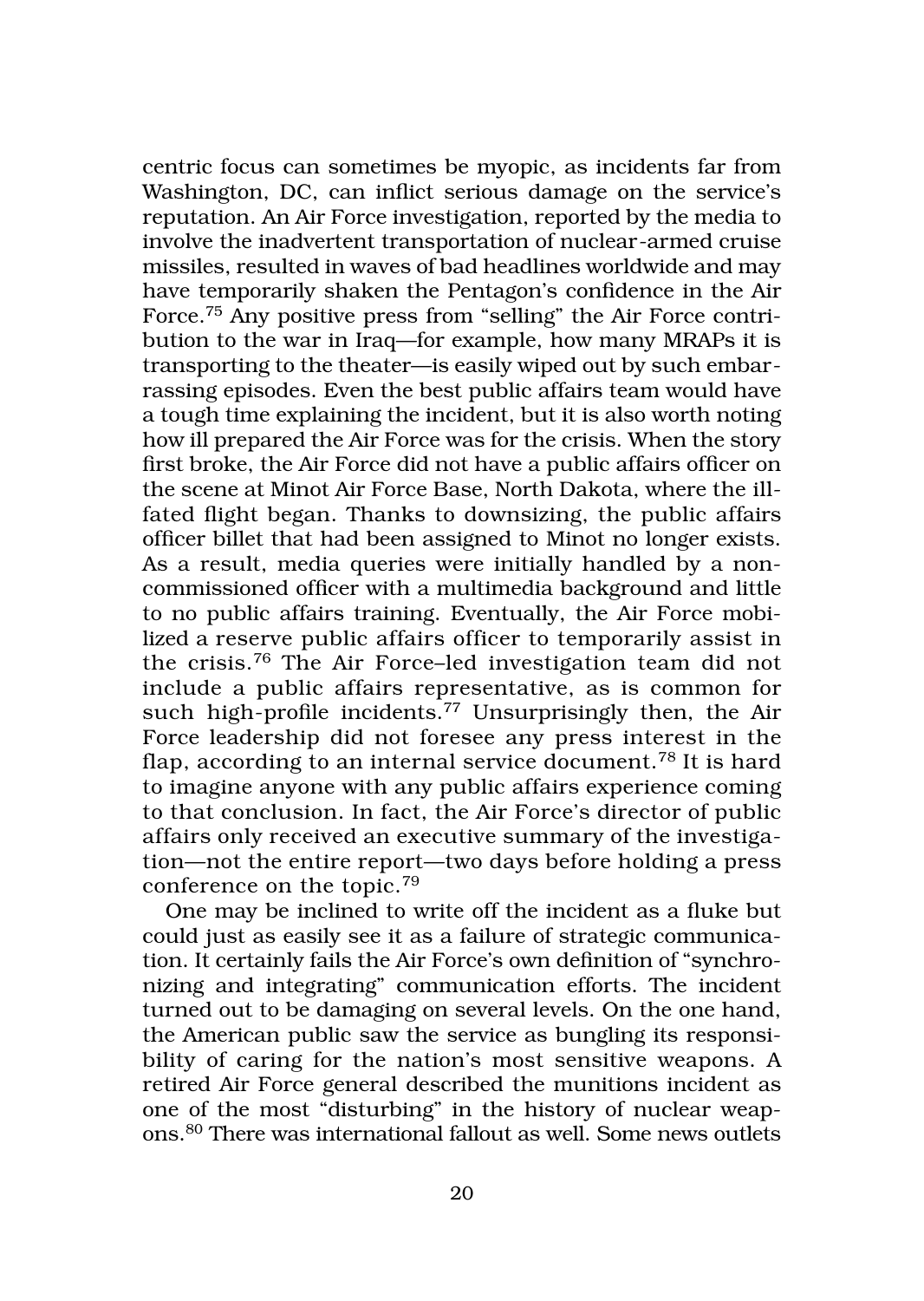centric focus can sometimes be myopic, as incidents far from Washington, DC, can inflict serious damage on the service's reputation. An Air Force investigation, reported by the media to involve the inadvertent transportation of nuclear-armed cruise missiles, resulted in waves of bad headlines worldwide and may have temporarily shaken the Pentagon's confidence in the Air Force.[75] Any positive press from "selling" the Air Force contribution to the war in Iraq—for example, how many MRAPs it is transporting to the theater—is easily wiped out by such embarrassing episodes. Even the best public affairs team would have a tough time explaining the incident, but it is also worth noting how ill prepared the Air Force was for the crisis. When the story first broke, the Air Force did not have a public affairs officer on the scene at Minot Air Force Base, North Dakota, where the ill-fated flight began. Thanks to downsizing, the public affairs officer billet that had been assigned to Minot no longer exists. As a result, media queries were initially handled by a noncommissioned officer with a multimedia background and little to no public affairs training. Eventually, the Air Force mobilized a reserve public affairs officer to temporarily assist in the crisis.[76] The Air Force–led investigation team did not include a public affairs representative, as is common for such high-profile incidents.[77] Unsurprisingly then, the Air Force leadership did not foresee any press interest in the flap, according to an internal service document.[78] It is hard to imagine anyone with any public affairs experience coming to that conclusion. In fact, the Air Force's director of public affairs only received an executive summary of the investigation—not the entire report—two days before holding a press conference on the topic.[79]

One may be inclined to write off the incident as a fluke but could just as easily see it as a failure of strategic communication. It certainly fails the Air Force's own definition of "synchronizing and integrating" communication efforts. The incident turned out to be damaging on several levels. On the one hand, the American public saw the service as bungling its responsibility of caring for the nation's most sensitive weapons. A retired Air Force general described the munitions incident as one of the most "disturbing" in the history of nuclear weapons.[80] There was international fallout as well. Some news outlets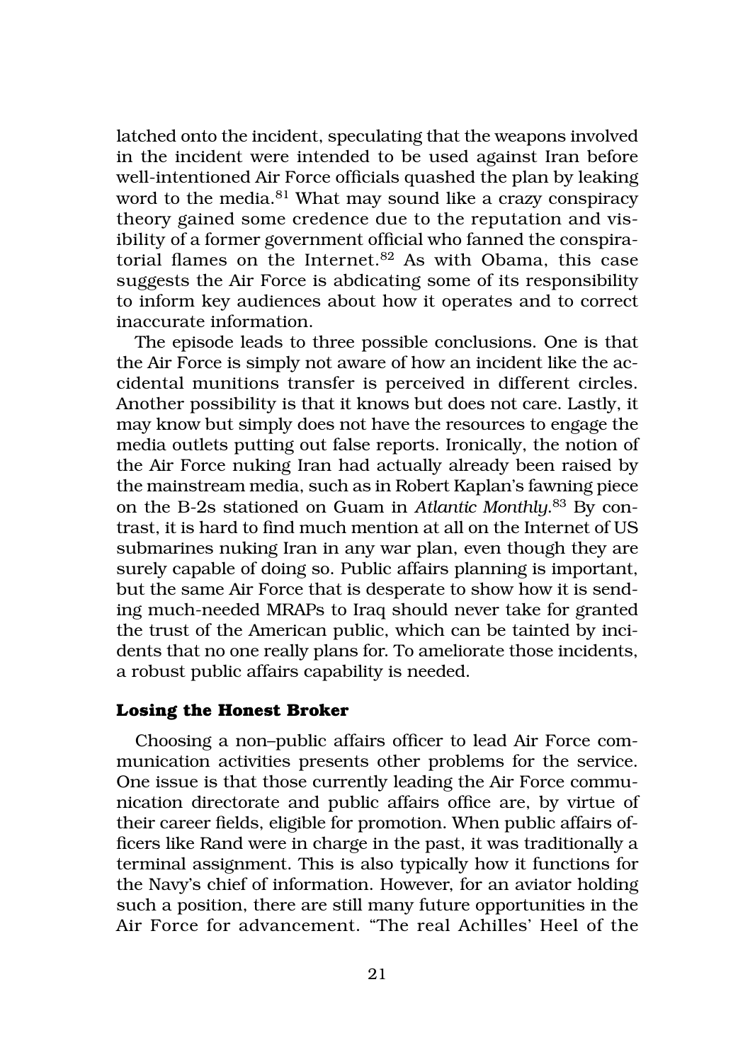latched onto the incident, speculating that the weapons involved in the incident were intended to be used against Iran before well-intentioned Air Force officials quashed the plan by leaking word to the media.[81] What may sound like a crazy conspiracy theory gained some credence due to the reputation and visibility of a former government official who fanned the conspiratorial flames on the Internet.[82] As with Obama, this case suggests the Air Force is abdicating some of its responsibility to inform key audiences about how it operates and to correct inaccurate information.

The episode leads to three possible conclusions. One is that the Air Force is simply not aware of how an incident like the accidental munitions transfer is perceived in different circles. Another possibility is that it knows but does not care. Lastly, it may know but simply does not have the resources to engage the media outlets putting out false reports. Ironically, the notion of the Air Force nuking Iran had actually already been raised by the mainstream media, such as in Robert Kaplan's fawning piece on the B-2s stationed on Guam in *Atlantic Monthly*.[83] By contrast, it is hard to find much mention at all on the Internet of US submarines nuking Iran in any war plan, even though they are surely capable of doing so. Public affairs planning is important, but the same Air Force that is desperate to show how it is sending much-needed MRAPs to Iraq should never take for granted the trust of the American public, which can be tainted by incidents that no one really plans for. To ameliorate those incidents, a robust public affairs capability is needed.

### Losing the Honest Broker

Choosing a non–public affairs officer to lead Air Force communication activities presents other problems for the service. One issue is that those currently leading the Air Force communication directorate and public affairs office are, by virtue of their career fields, eligible for promotion. When public affairs officers like Rand were in charge in the past, it was traditionally a terminal assignment. This is also typically how it functions for the Navy's chief of information. However, for an aviator holding such a position, there are still many future opportunities in the Air Force for advancement. "The real Achilles' Heel of the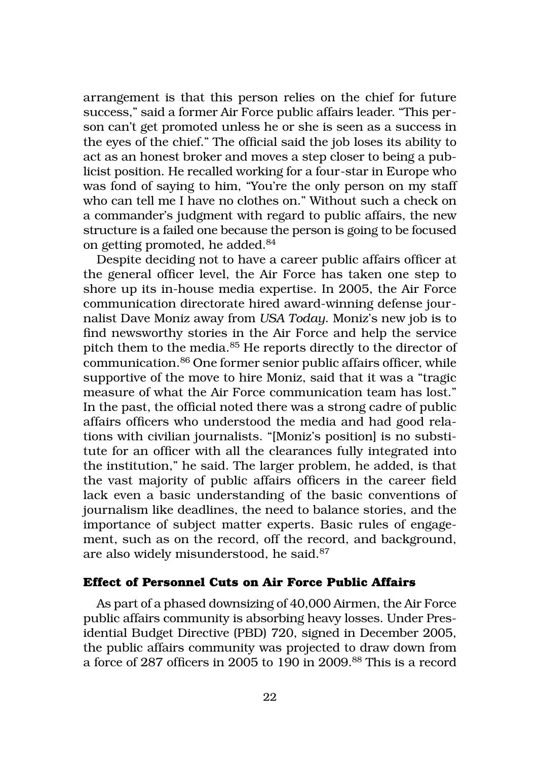arrangement is that this person relies on the chief for future success," said a former Air Force public affairs leader. "This person can't get promoted unless he or she is seen as a success in the eyes of the chief." The official said the job loses its ability to act as an honest broker and moves a step closer to being a publicist position. He recalled working for a four-star in Europe who was fond of saying to him, "You're the only person on my staff who can tell me I have no clothes on." Without such a check on a commander's judgment with regard to public affairs, the new structure is a failed one because the person is going to be focused on getting promoted, he added.[84]

Despite deciding not to have a career public affairs officer at the general officer level, the Air Force has taken one step to shore up its in-house media expertise. In 2005, the Air Force communication directorate hired award-winning defense journalist Dave Moniz away from *USA Today*. Moniz's new job is to find newsworthy stories in the Air Force and help the service pitch them to the media.[85] He reports directly to the director of communication.[86] One former senior public affairs officer, while supportive of the move to hire Moniz, said that it was a "tragic measure of what the Air Force communication team has lost." In the past, the official noted there was a strong cadre of public affairs officers who understood the media and had good relations with civilian journalists. "[Moniz's position] is no substitute for an officer with all the clearances fully integrated into the institution," he said. The larger problem, he added, is that the vast majority of public affairs officers in the career field lack even a basic understanding of the basic conventions of journalism like deadlines, the need to balance stories, and the importance of subject matter experts. Basic rules of engagement, such as on the record, off the record, and background, are also widely misunderstood, he said.[87]

### Effect of Personnel Cuts on Air Force Public Affairs

As part of a phased downsizing of 40,000 Airmen, the Air Force public affairs community is absorbing heavy losses. Under Presidential Budget Directive (PBD) 720, signed in December 2005, the public affairs community was projected to draw down from a force of 287 officers in 2005 to 190 in 2009.[88] This is a record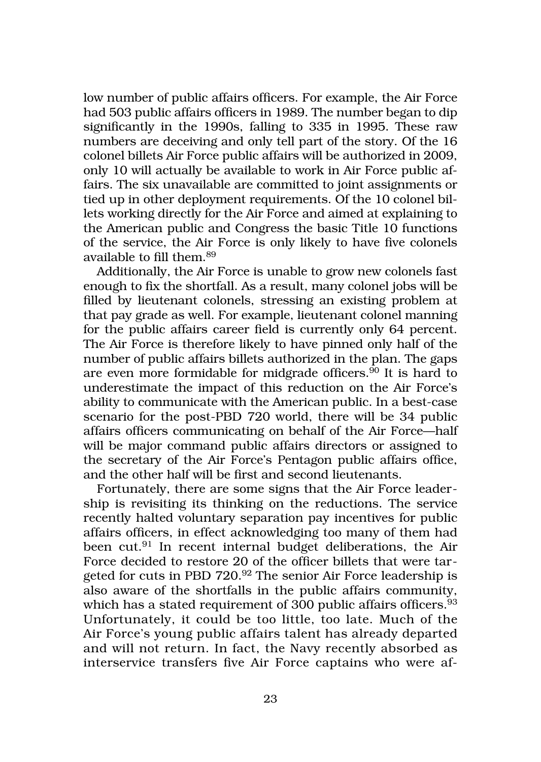low number of public affairs officers. For example, the Air Force had 503 public affairs officers in 1989. The number began to dip significantly in the 1990s, falling to 335 in 1995. These raw numbers are deceiving and only tell part of the story. Of the 16 colonel billets Air Force public affairs will be authorized in 2009, only 10 will actually be available to work in Air Force public affairs. The six unavailable are committed to joint assignments or tied up in other deployment requirements. Of the 10 colonel billets working directly for the Air Force and aimed at explaining to the American public and Congress the basic Title 10 functions of the service, the Air Force is only likely to have five colonels available to fill them.[89]

Additionally, the Air Force is unable to grow new colonels fast enough to fix the shortfall. As a result, many colonel jobs will be filled by lieutenant colonels, stressing an existing problem at that pay grade as well. For example, lieutenant colonel manning for the public affairs career field is currently only 64 percent. The Air Force is therefore likely to have pinned only half of the number of public affairs billets authorized in the plan. The gaps are even more formidable for midgrade officers.[90] It is hard to underestimate the impact of this reduction on the Air Force's ability to communicate with the American public. In a best-case scenario for the post-PBD 720 world, there will be 34 public affairs officers communicating on behalf of the Air Force—half will be major command public affairs directors or assigned to the secretary of the Air Force's Pentagon public affairs office, and the other half will be first and second lieutenants.

Fortunately, there are some signs that the Air Force leadership is revisiting its thinking on the reductions. The service recently halted voluntary separation pay incentives for public affairs officers, in effect acknowledging too many of them had been cut.[91] In recent internal budget deliberations, the Air Force decided to restore 20 of the officer billets that were targeted for cuts in PBD 720.[92] The senior Air Force leadership is also aware of the shortfalls in the public affairs community, which has a stated requirement of 300 public affairs officers.[93] Unfortunately, it could be too little, too late. Much of the Air Force's young public affairs talent has already departed and will not return. In fact, the Navy recently absorbed as interservice transfers five Air Force captains who were af-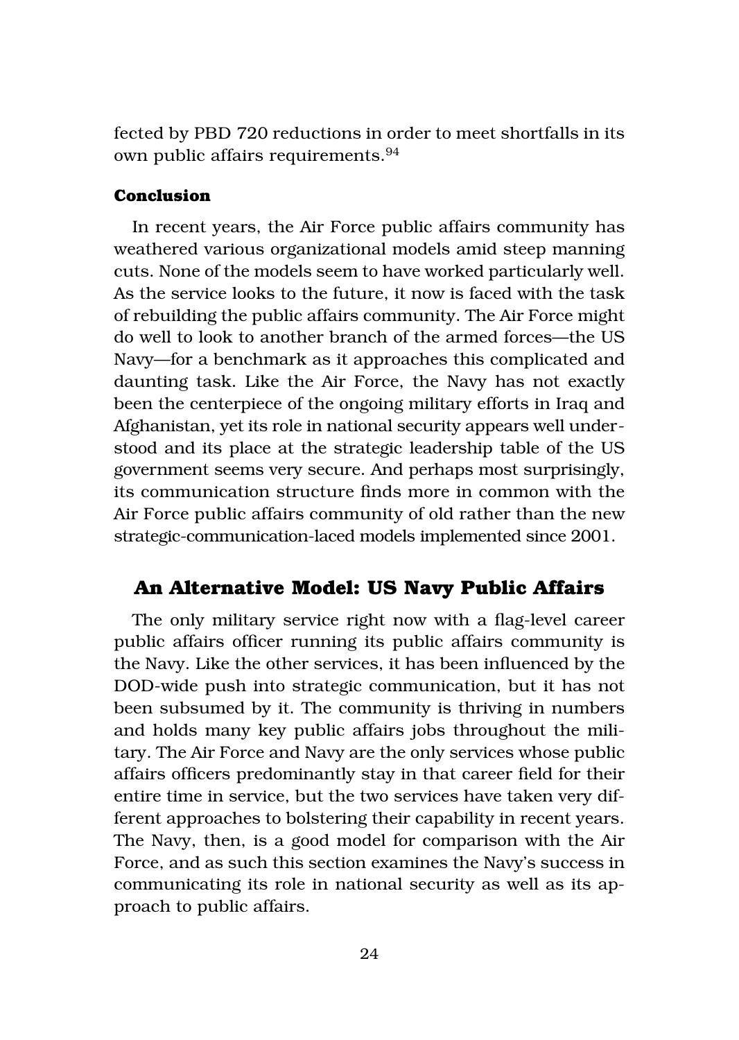fected by PBD 720 reductions in order to meet shortfalls in its own public affairs requirements.[94]

### Conclusion

In recent years, the Air Force public affairs community has weathered various organizational models amid steep manning cuts. None of the models seem to have worked particularly well. As the service looks to the future, it now is faced with the task of rebuilding the public affairs community. The Air Force might do well to look to another branch of the armed forces—the US Navy—for a benchmark as it approaches this complicated and daunting task. Like the Air Force, the Navy has not exactly been the centerpiece of the ongoing military efforts in Iraq and Afghanistan, yet its role in national security appears well understood and its place at the strategic leadership table of the US government seems very secure. And perhaps most surprisingly, its communication structure finds more in common with the Air Force public affairs community of old rather than the new strategic-communication-laced models implemented since 2001.

## An Alternative Model: US Navy Public Affairs

The only military service right now with a flag-level career public affairs officer running its public affairs community is the Navy. Like the other services, it has been influenced by the DOD-wide push into strategic communication, but it has not been subsumed by it. The community is thriving in numbers and holds many key public affairs jobs throughout the military. The Air Force and Navy are the only services whose public affairs officers predominantly stay in that career field for their entire time in service, but the two services have taken very different approaches to bolstering their capability in recent years. The Navy, then, is a good model for comparison with the Air Force, and as such this section examines the Navy's success in communicating its role in national security as well as its approach to public affairs.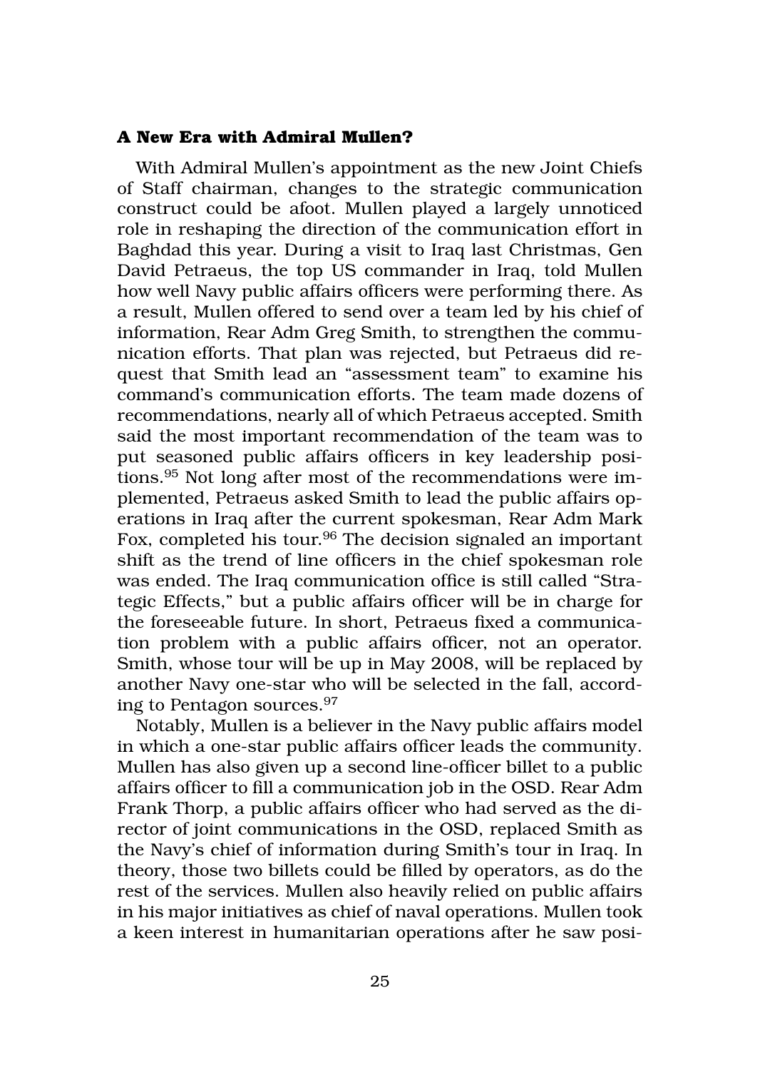### A New Era with Admiral Mullen?

With Admiral Mullen's appointment as the new Joint Chiefs of Staff chairman, changes to the strategic communication construct could be afoot. Mullen played a largely unnoticed role in reshaping the direction of the communication effort in Baghdad this year. During a visit to Iraq last Christmas, Gen David Petraeus, the top US commander in Iraq, told Mullen how well Navy public affairs officers were performing there. As a result, Mullen offered to send over a team led by his chief of information, Rear Adm Greg Smith, to strengthen the communication efforts. That plan was rejected, but Petraeus did request that Smith lead an "assessment team" to examine his command's communication efforts. The team made dozens of recommendations, nearly all of which Petraeus accepted. Smith said the most important recommendation of the team was to put seasoned public affairs officers in key leadership positions.[95] Not long after most of the recommendations were implemented, Petraeus asked Smith to lead the public affairs operations in Iraq after the current spokesman, Rear Adm Mark Fox, completed his tour.[96] The decision signaled an important shift as the trend of line officers in the chief spokesman role was ended. The Iraq communication office is still called "Strategic Effects," but a public affairs officer will be in charge for the foreseeable future. In short, Petraeus fixed a communication problem with a public affairs officer, not an operator. Smith, whose tour will be up in May 2008, will be replaced by another Navy one-star who will be selected in the fall, according to Pentagon sources.[97]

Notably, Mullen is a believer in the Navy public affairs model in which a one-star public affairs officer leads the community. Mullen has also given up a second line-officer billet to a public affairs officer to fill a communication job in the OSD. Rear Adm Frank Thorp, a public affairs officer who had served as the director of joint communications in the OSD, replaced Smith as the Navy's chief of information during Smith's tour in Iraq. In theory, those two billets could be filled by operators, as do the rest of the services. Mullen also heavily relied on public affairs in his major initiatives as chief of naval operations. Mullen took a keen interest in humanitarian operations after he saw posi-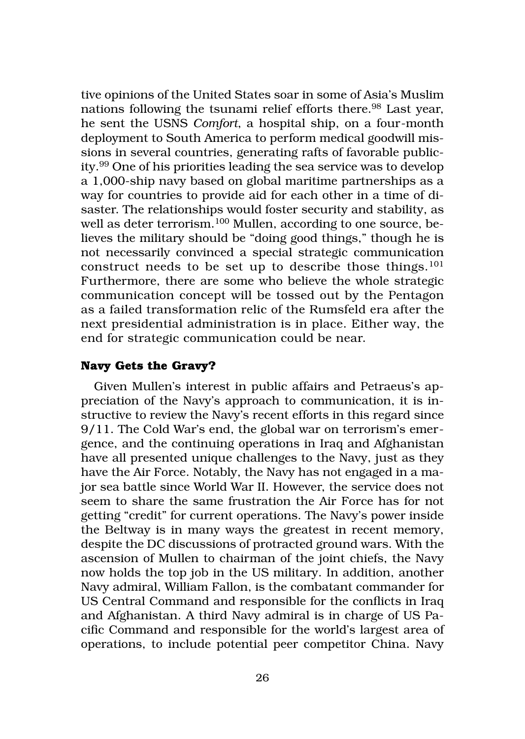tive opinions of the United States soar in some of Asia's Muslim nations following the tsunami relief efforts there.[98] Last year, he sent the USNS *Comfort*, a hospital ship, on a four-month deployment to South America to perform medical goodwill missions in several countries, generating rafts of favorable publicity.[99] One of his priorities leading the sea service was to develop a 1,000-ship navy based on global maritime partnerships as a way for countries to provide aid for each other in a time of disaster. The relationships would foster security and stability, as well as deter terrorism.[100] Mullen, according to one source, believes the military should be "doing good things," though he is not necessarily convinced a special strategic communication construct needs to be set up to describe those things.[101] Furthermore, there are some who believe the whole strategic communication concept will be tossed out by the Pentagon as a failed transformation relic of the Rumsfeld era after the next presidential administration is in place. Either way, the end for strategic communication could be near.

### Navy Gets the Gravy?

Given Mullen's interest in public affairs and Petraeus's appreciation of the Navy's approach to communication, it is instructive to review the Navy's recent efforts in this regard since 9/11. The Cold War's end, the global war on terrorism's emergence, and the continuing operations in Iraq and Afghanistan have all presented unique challenges to the Navy, just as they have the Air Force. Notably, the Navy has not engaged in a major sea battle since World War II. However, the service does not seem to share the same frustration the Air Force has for not getting "credit" for current operations. The Navy's power inside the Beltway is in many ways the greatest in recent memory, despite the DC discussions of protracted ground wars. With the ascension of Mullen to chairman of the joint chiefs, the Navy now holds the top job in the US military. In addition, another Navy admiral, William Fallon, is the combatant commander for US Central Command and responsible for the conflicts in Iraq and Afghanistan. A third Navy admiral is in charge of US Pacific Command and responsible for the world's largest area of operations, to include potential peer competitor China. Navy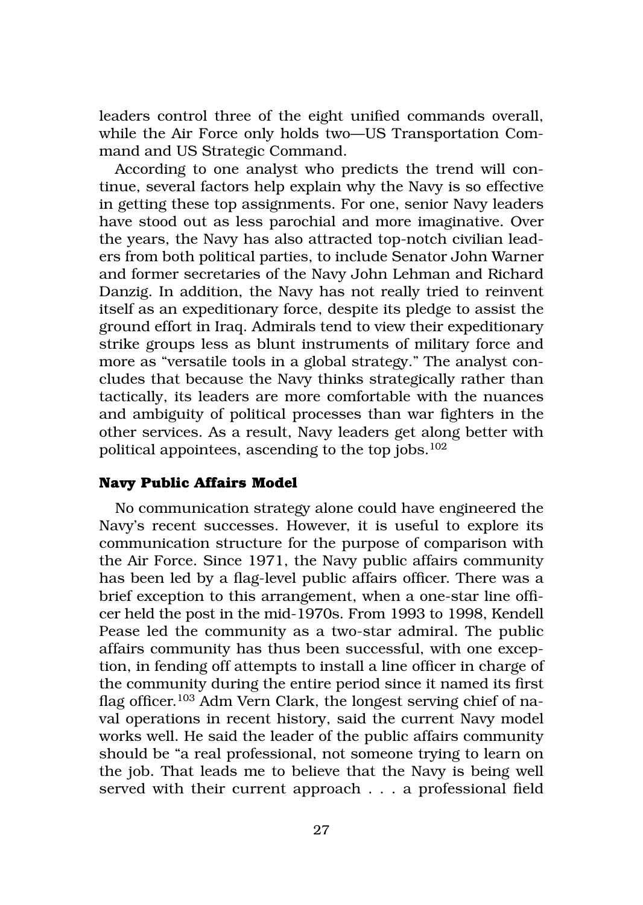leaders control three of the eight unified commands overall, while the Air Force only holds two—US Transportation Command and US Strategic Command.

According to one analyst who predicts the trend will continue, several factors help explain why the Navy is so effective in getting these top assignments. For one, senior Navy leaders have stood out as less parochial and more imaginative. Over the years, the Navy has also attracted top-notch civilian leaders from both political parties, to include Senator John Warner and former secretaries of the Navy John Lehman and Richard Danzig. In addition, the Navy has not really tried to reinvent itself as an expeditionary force, despite its pledge to assist the ground effort in Iraq. Admirals tend to view their expeditionary strike groups less as blunt instruments of military force and more as "versatile tools in a global strategy." The analyst concludes that because the Navy thinks strategically rather than tactically, its leaders are more comfortable with the nuances and ambiguity of political processes than war fighters in the other services. As a result, Navy leaders get along better with political appointees, ascending to the top jobs.[102]

### Navy Public Affairs Model

No communication strategy alone could have engineered the Navy's recent successes. However, it is useful to explore its communication structure for the purpose of comparison with the Air Force. Since 1971, the Navy public affairs community has been led by a flag-level public affairs officer. There was a brief exception to this arrangement, when a one-star line officer held the post in the mid-1970s. From 1993 to 1998, Kendell Pease led the community as a two-star admiral. The public affairs community has thus been successful, with one exception, in fending off attempts to install a line officer in charge of the community during the entire period since it named its first flag officer.[103] Adm Vern Clark, the longest serving chief of naval operations in recent history, said the current Navy model works well. He said the leader of the public affairs community should be "a real professional, not someone trying to learn on the job. That leads me to believe that the Navy is being well served with their current approach . . . a professional field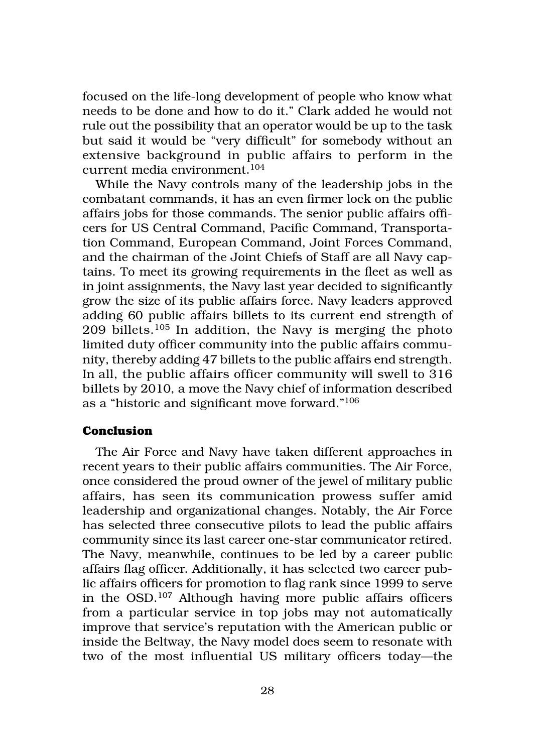focused on the life-long development of people who know what needs to be done and how to do it." Clark added he would not rule out the possibility that an operator would be up to the task but said it would be "very difficult" for somebody without an extensive background in public affairs to perform in the current media environment.[104]

While the Navy controls many of the leadership jobs in the combatant commands, it has an even firmer lock on the public affairs jobs for those commands. The senior public affairs officers for US Central Command, Pacific Command, Transportation Command, European Command, Joint Forces Command, and the chairman of the Joint Chiefs of Staff are all Navy captains. To meet its growing requirements in the fleet as well as in joint assignments, the Navy last year decided to significantly grow the size of its public affairs force. Navy leaders approved adding 60 public affairs billets to its current end strength of 209 billets.[105] In addition, the Navy is merging the photo limited duty officer community into the public affairs community, thereby adding 47 billets to the public affairs end strength. In all, the public affairs officer community will swell to 316 billets by 2010, a move the Navy chief of information described as a "historic and significant move forward."[106]

## Conclusion

The Air Force and Navy have taken different approaches in recent years to their public affairs communities. The Air Force, once considered the proud owner of the jewel of military public affairs, has seen its communication prowess suffer amid leadership and organizational changes. Notably, the Air Force has selected three consecutive pilots to lead the public affairs community since its last career one-star communicator retired. The Navy, meanwhile, continues to be led by a career public affairs flag officer. Additionally, it has selected two career public affairs officers for promotion to flag rank since 1999 to serve in the OSD.[107] Although having more public affairs officers from a particular service in top jobs may not automatically improve that service's reputation with the American public or inside the Beltway, the Navy model does seem to resonate with two of the most influential US military officers today—the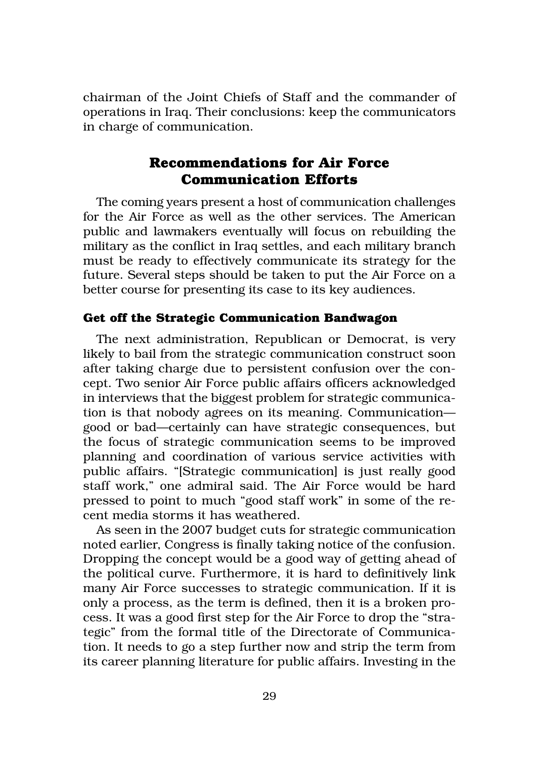chairman of the Joint Chiefs of Staff and the commander of operations in Iraq. Their conclusions: keep the communicators in charge of communication.

## Recommendations for Air Force Communication Efforts

The coming years present a host of communication challenges for the Air Force as well as the other services. The American public and lawmakers eventually will focus on rebuilding the military as the conflict in Iraq settles, and each military branch must be ready to effectively communicate its strategy for the future. Several steps should be taken to put the Air Force on a better course for presenting its case to its key audiences.

### Get off the Strategic Communication Bandwagon

The next administration, Republican or Democrat, is very likely to bail from the strategic communication construct soon after taking charge due to persistent confusion over the concept. Two senior Air Force public affairs officers acknowledged in interviews that the biggest problem for strategic communication is that nobody agrees on its meaning. Communication—good or bad—certainly can have strategic consequences, but the focus of strategic communication seems to be improved planning and coordination of various service activities with public affairs. "[Strategic communication] is just really good staff work," one admiral said. The Air Force would be hard pressed to point to much "good staff work" in some of the recent media storms it has weathered.

As seen in the 2007 budget cuts for strategic communication noted earlier, Congress is finally taking notice of the confusion. Dropping the concept would be a good way of getting ahead of the political curve. Furthermore, it is hard to definitively link many Air Force successes to strategic communication. If it is only a process, as the term is defined, then it is a broken process. It was a good first step for the Air Force to drop the "strategic" from the formal title of the Directorate of Communication. It needs to go a step further now and strip the term from its career planning literature for public affairs. Investing in the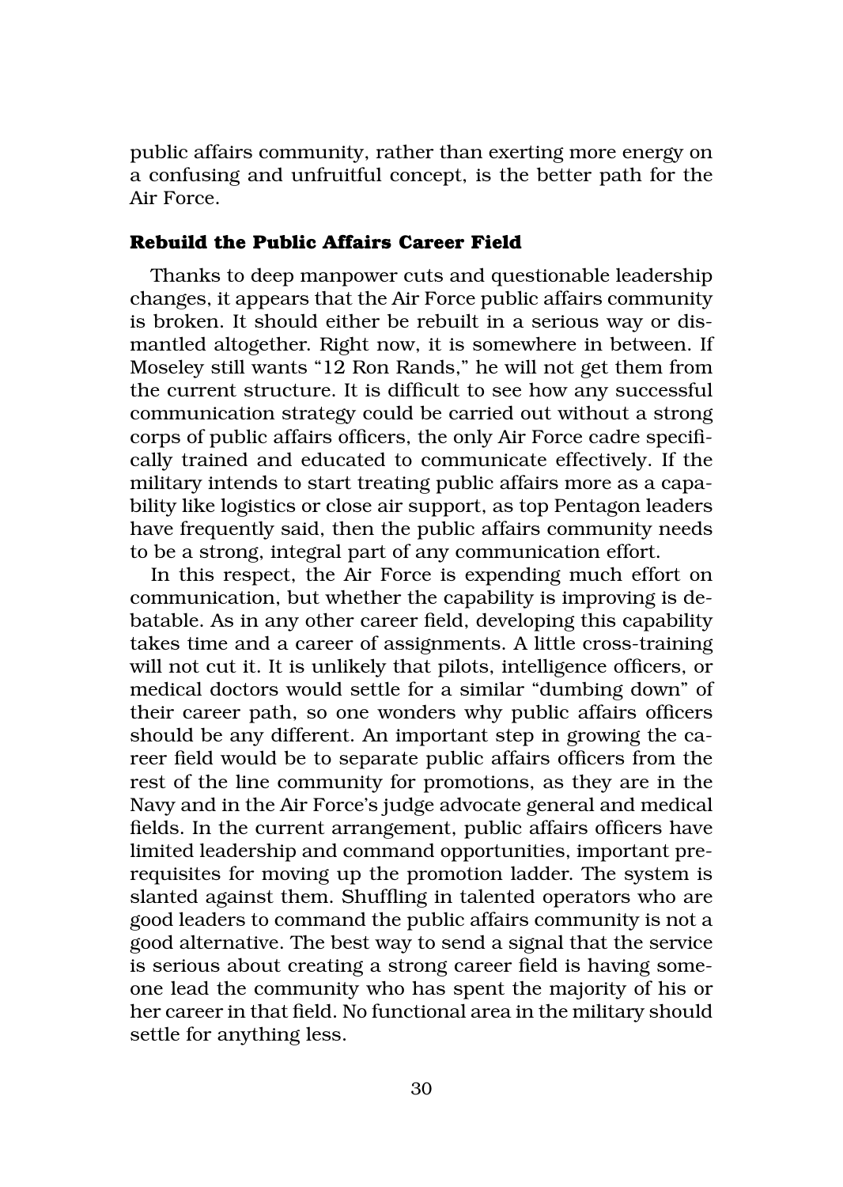public affairs community, rather than exerting more energy on a confusing and unfruitful concept, is the better path for the Air Force.

### Rebuild the Public Affairs Career Field

Thanks to deep manpower cuts and questionable leadership changes, it appears that the Air Force public affairs community is broken. It should either be rebuilt in a serious way or dismantled altogether. Right now, it is somewhere in between. If Moseley still wants "12 Ron Rands," he will not get them from the current structure. It is difficult to see how any successful communication strategy could be carried out without a strong corps of public affairs officers, the only Air Force cadre specifically trained and educated to communicate effectively. If the military intends to start treating public affairs more as a capability like logistics or close air support, as top Pentagon leaders have frequently said, then the public affairs community needs to be a strong, integral part of any communication effort.

In this respect, the Air Force is expending much effort on communication, but whether the capability is improving is debatable. As in any other career field, developing this capability takes time and a career of assignments. A little cross-training will not cut it. It is unlikely that pilots, intelligence officers, or medical doctors would settle for a similar "dumbing down" of their career path, so one wonders why public affairs officers should be any different. An important step in growing the career field would be to separate public affairs officers from the rest of the line community for promotions, as they are in the Navy and in the Air Force's judge advocate general and medical fields. In the current arrangement, public affairs officers have limited leadership and command opportunities, important prerequisites for moving up the promotion ladder. The system is slanted against them. Shuffling in talented operators who are good leaders to command the public affairs community is not a good alternative. The best way to send a signal that the service is serious about creating a strong career field is having someone lead the community who has spent the majority of his or her career in that field. No functional area in the military should settle for anything less.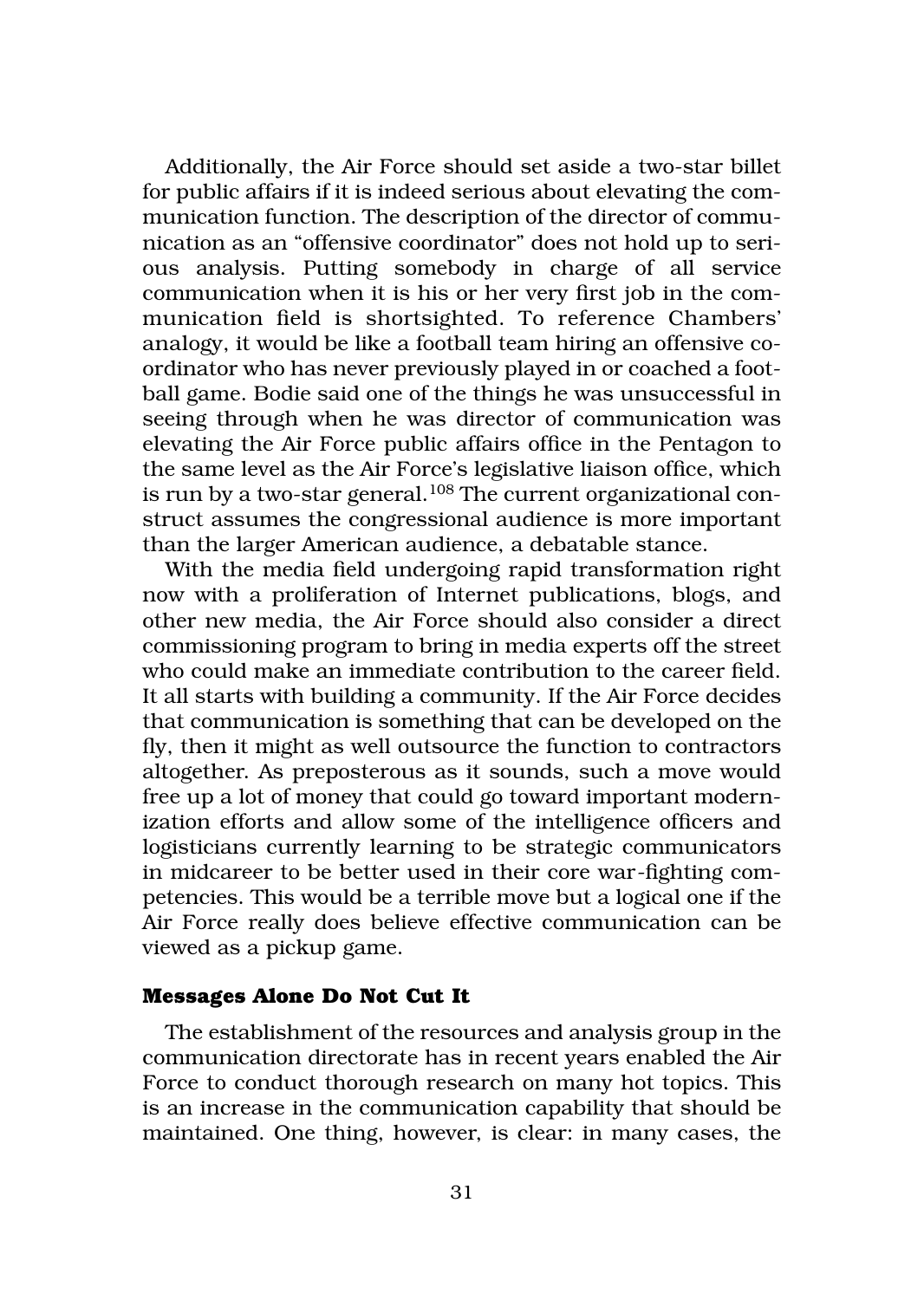Additionally, the Air Force should set aside a two-star billet for public affairs if it is indeed serious about elevating the communication function. The description of the director of communication as an "offensive coordinator" does not hold up to serious analysis. Putting somebody in charge of all service communication when it is his or her very first job in the communication field is shortsighted. To reference Chambers' analogy, it would be like a football team hiring an offensive coordinator who has never previously played in or coached a football game. Bodie said one of the things he was unsuccessful in seeing through when he was director of communication was elevating the Air Force public affairs office in the Pentagon to the same level as the Air Force's legislative liaison office, which is run by a two-star general.[108] The current organizational construct assumes the congressional audience is more important than the larger American audience, a debatable stance.

With the media field undergoing rapid transformation right now with a proliferation of Internet publications, blogs, and other new media, the Air Force should also consider a direct commissioning program to bring in media experts off the street who could make an immediate contribution to the career field. It all starts with building a community. If the Air Force decides that communication is something that can be developed on the fly, then it might as well outsource the function to contractors altogether. As preposterous as it sounds, such a move would free up a lot of money that could go toward important modernization efforts and allow some of the intelligence officers and logisticians currently learning to be strategic communicators in midcareer to be better used in their core war-fighting competencies. This would be a terrible move but a logical one if the Air Force really does believe effective communication can be viewed as a pickup game.

### Messages Alone Do Not Cut It

The establishment of the resources and analysis group in the communication directorate has in recent years enabled the Air Force to conduct thorough research on many hot topics. This is an increase in the communication capability that should be maintained. One thing, however, is clear: in many cases, the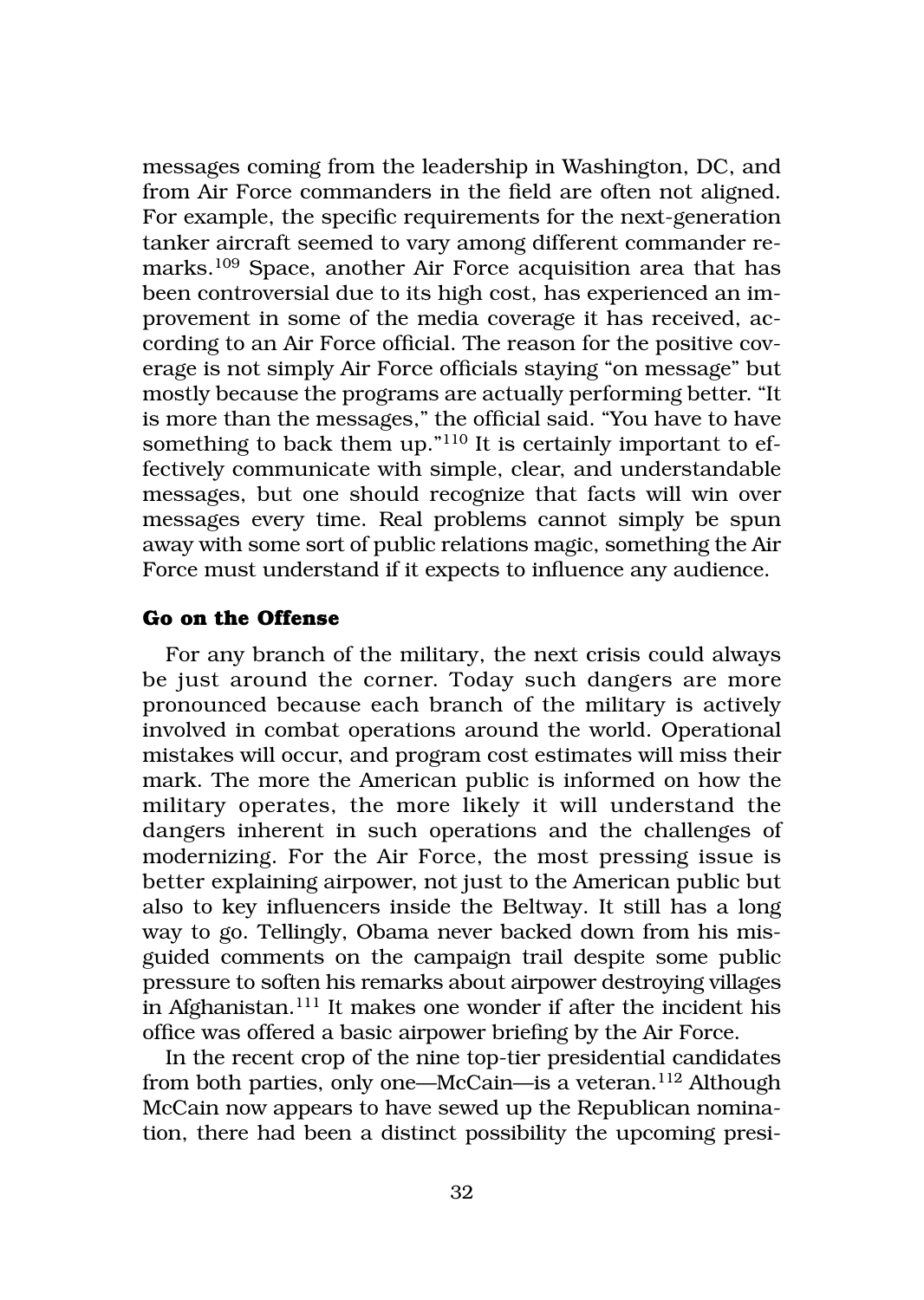messages coming from the leadership in Washington, DC, and from Air Force commanders in the field are often not aligned. For example, the specific requirements for the next-generation tanker aircraft seemed to vary among different commander remarks.[109] Space, another Air Force acquisition area that has been controversial due to its high cost, has experienced an improvement in some of the media coverage it has received, according to an Air Force official. The reason for the positive coverage is not simply Air Force officials staying "on message" but mostly because the programs are actually performing better. "It is more than the messages," the official said. "You have to have something to back them up."[110] It is certainly important to effectively communicate with simple, clear, and understandable messages, but one should recognize that facts will win over messages every time. Real problems cannot simply be spun away with some sort of public relations magic, something the Air Force must understand if it expects to influence any audience.

### Go on the Offense

For any branch of the military, the next crisis could always be just around the corner. Today such dangers are more pronounced because each branch of the military is actively involved in combat operations around the world. Operational mistakes will occur, and program cost estimates will miss their mark. The more the American public is informed on how the military operates, the more likely it will understand the dangers inherent in such operations and the challenges of modernizing. For the Air Force, the most pressing issue is better explaining airpower, not just to the American public but also to key influencers inside the Beltway. It still has a long way to go. Tellingly, Obama never backed down from his misguided comments on the campaign trail despite some public pressure to soften his remarks about airpower destroying villages in Afghanistan.[111] It makes one wonder if after the incident his office was offered a basic airpower briefing by the Air Force.

In the recent crop of the nine top-tier presidential candidates from both parties, only one—McCain—is a veteran.[112] Although McCain now appears to have sewed up the Republican nomination, there had been a distinct possibility the upcoming presi-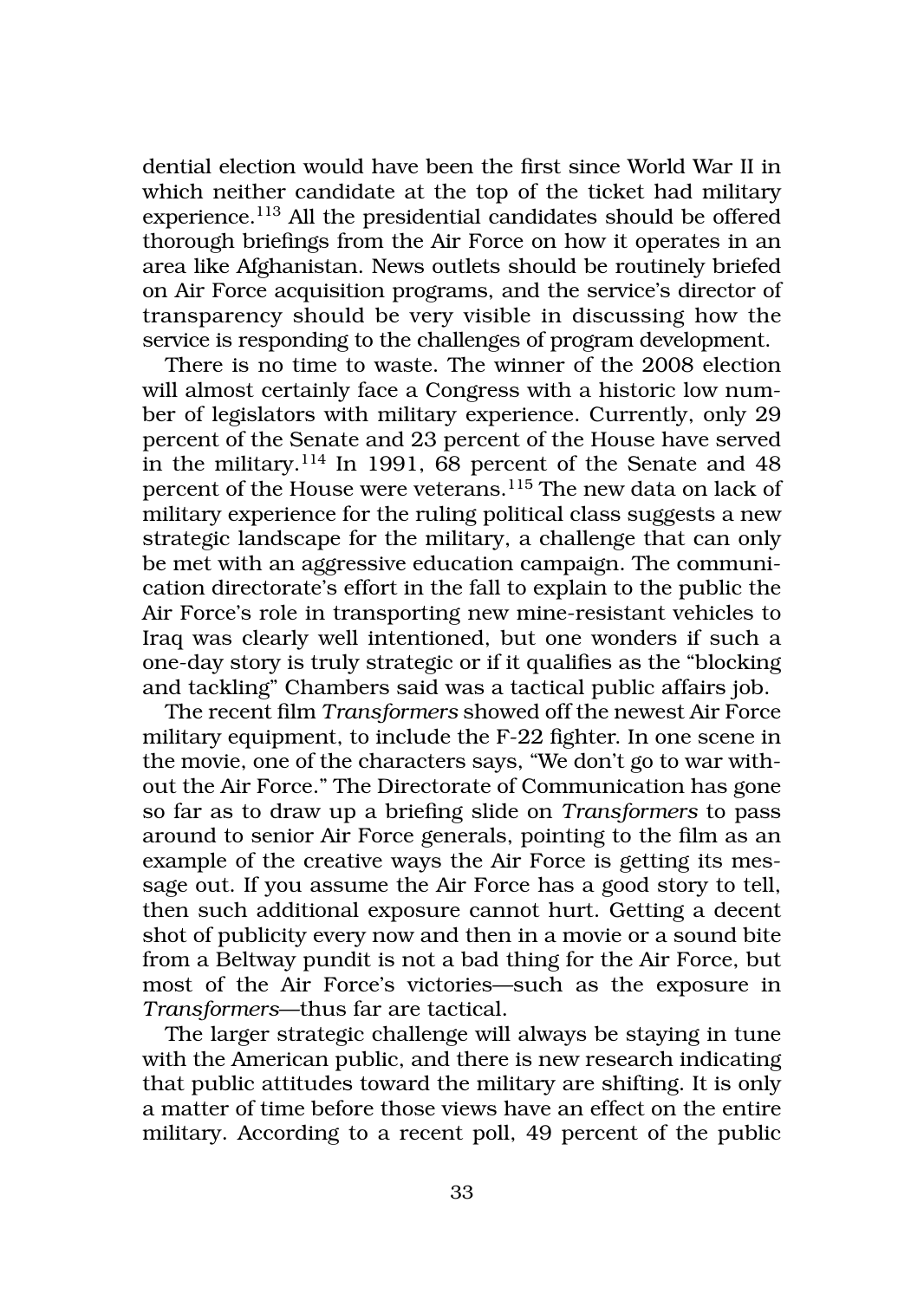dential election would have been the first since World War II in which neither candidate at the top of the ticket had military experience.[113] All the presidential candidates should be offered thorough briefings from the Air Force on how it operates in an area like Afghanistan. News outlets should be routinely briefed on Air Force acquisition programs, and the service's director of transparency should be very visible in discussing how the service is responding to the challenges of program development.

There is no time to waste. The winner of the 2008 election will almost certainly face a Congress with a historic low number of legislators with military experience. Currently, only 29 percent of the Senate and 23 percent of the House have served in the military.[114] In 1991, 68 percent of the Senate and 48 percent of the House were veterans.[115] The new data on lack of military experience for the ruling political class suggests a new strategic landscape for the military, a challenge that can only be met with an aggressive education campaign. The communication directorate's effort in the fall to explain to the public the Air Force's role in transporting new mine-resistant vehicles to Iraq was clearly well intentioned, but one wonders if such a one-day story is truly strategic or if it qualifies as the "blocking and tackling" Chambers said was a tactical public affairs job.

The recent film *Transformers* showed off the newest Air Force military equipment, to include the F-22 fighter. In one scene in the movie, one of the characters says, "We don't go to war without the Air Force." The Directorate of Communication has gone so far as to draw up a briefing slide on *Transformers* to pass around to senior Air Force generals, pointing to the film as an example of the creative ways the Air Force is getting its message out. If you assume the Air Force has a good story to tell, then such additional exposure cannot hurt. Getting a decent shot of publicity every now and then in a movie or a sound bite from a Beltway pundit is not a bad thing for the Air Force, but most of the Air Force's victories—such as the exposure in *Transformers*—thus far are tactical.

The larger strategic challenge will always be staying in tune with the American public, and there is new research indicating that public attitudes toward the military are shifting. It is only a matter of time before those views have an effect on the entire military. According to a recent poll, 49 percent of the public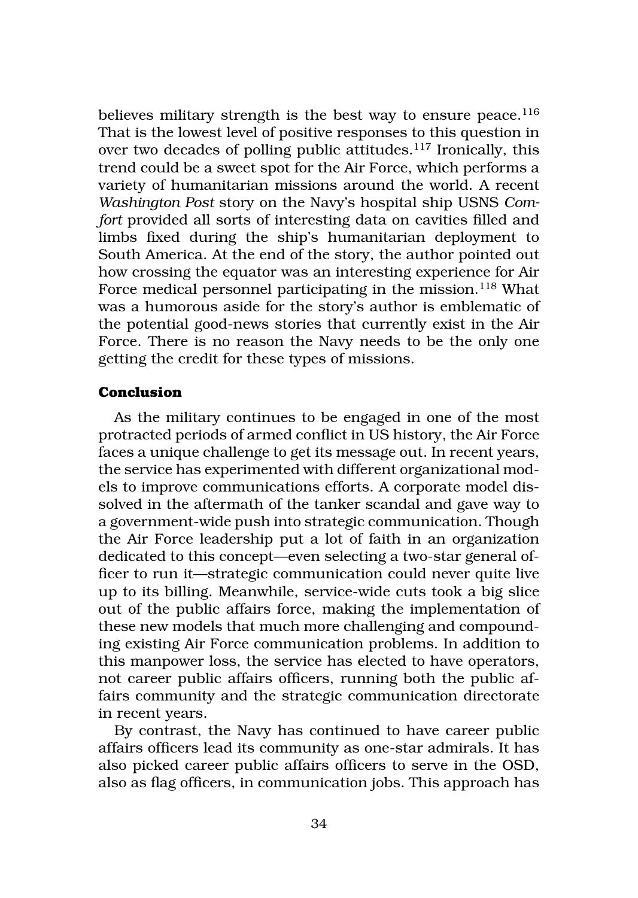believes military strength is the best way to ensure peace.[116] That is the lowest level of positive responses to this question in over two decades of polling public attitudes.[117] Ironically, this trend could be a sweet spot for the Air Force, which performs a variety of humanitarian missions around the world. A recent *Washington Post* story on the Navy's hospital ship USNS *Comfort* provided all sorts of interesting data on cavities filled and limbs fixed during the ship's humanitarian deployment to South America. At the end of the story, the author pointed out how crossing the equator was an interesting experience for Air Force medical personnel participating in the mission.[118] What was a humorous aside for the story's author is emblematic of the potential good-news stories that currently exist in the Air Force. There is no reason the Navy needs to be the only one getting the credit for these types of missions.

## Conclusion

As the military continues to be engaged in one of the most protracted periods of armed conflict in US history, the Air Force faces a unique challenge to get its message out. In recent years, the service has experimented with different organizational models to improve communications efforts. A corporate model dissolved in the aftermath of the tanker scandal and gave way to a government-wide push into strategic communication. Though the Air Force leadership put a lot of faith in an organization dedicated to this concept—even selecting a two-star general officer to run it—strategic communication could never quite live up to its billing. Meanwhile, service-wide cuts took a big slice out of the public affairs force, making the implementation of these new models that much more challenging and compounding existing Air Force communication problems. In addition to this manpower loss, the service has elected to have operators, not career public affairs officers, running both the public affairs community and the strategic communication directorate in recent years.

By contrast, the Navy has continued to have career public affairs officers lead its community as one-star admirals. It has also picked career public affairs officers to serve in the OSD, also as flag officers, in communication jobs. This approach has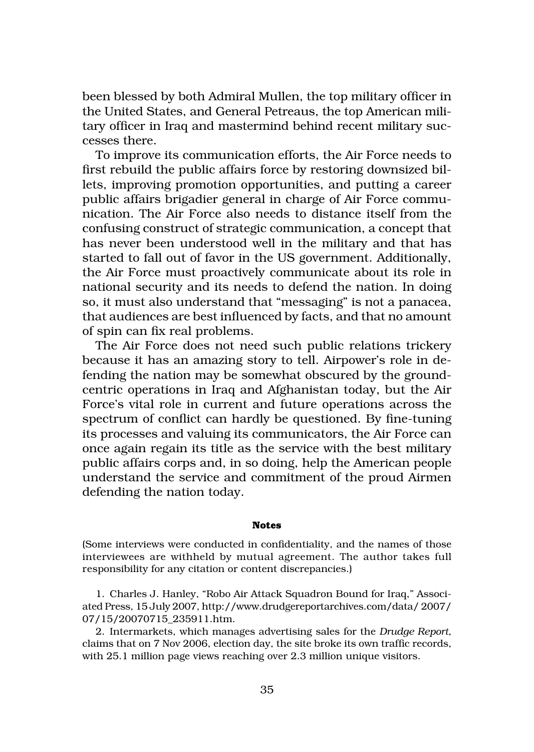been blessed by both Admiral Mullen, the top military officer in the United States, and General Petreaus, the top American military officer in Iraq and mastermind behind recent military successes there.

To improve its communication efforts, the Air Force needs to first rebuild the public affairs force by restoring downsized billets, improving promotion opportunities, and putting a career public affairs brigadier general in charge of Air Force communication. The Air Force also needs to distance itself from the confusing construct of strategic communication, a concept that has never been understood well in the military and that has started to fall out of favor in the US government. Additionally, the Air Force must proactively communicate about its role in national security and its needs to defend the nation. In doing so, it must also understand that "messaging" is not a panacea, that audiences are best influenced by facts, and that no amount of spin can fix real problems.

The Air Force does not need such public relations trickery because it has an amazing story to tell. Airpower's role in defending the nation may be somewhat obscured by the ground-centric operations in Iraq and Afghanistan today, but the Air Force's vital role in current and future operations across the spectrum of conflict can hardly be questioned. By fine-tuning its processes and valuing its communicators, the Air Force can once again regain its title as the service with the best military public affairs corps and, in so doing, help the American people understand the service and commitment of the proud Airmen defending the nation today.

#### Notes

(Some interviews were conducted in confidentiality, and the names of those interviewees are withheld by mutual agreement. The author takes full responsibility for any citation or content discrepancies.)

1. Charles J. Hanley, "Robo Air Attack Squadron Bound for Iraq," Associated Press, 15 July 2007, http://www.drudgereportarchives.com/data/2007/07/15/20070715_235911.htm.

2. Intermarkets, which manages advertising sales for the *Drudge Report*, claims that on 7 Nov 2006, election day, the site broke its own traffic records, with 25.1 million page views reaching over 2.3 million unique visitors.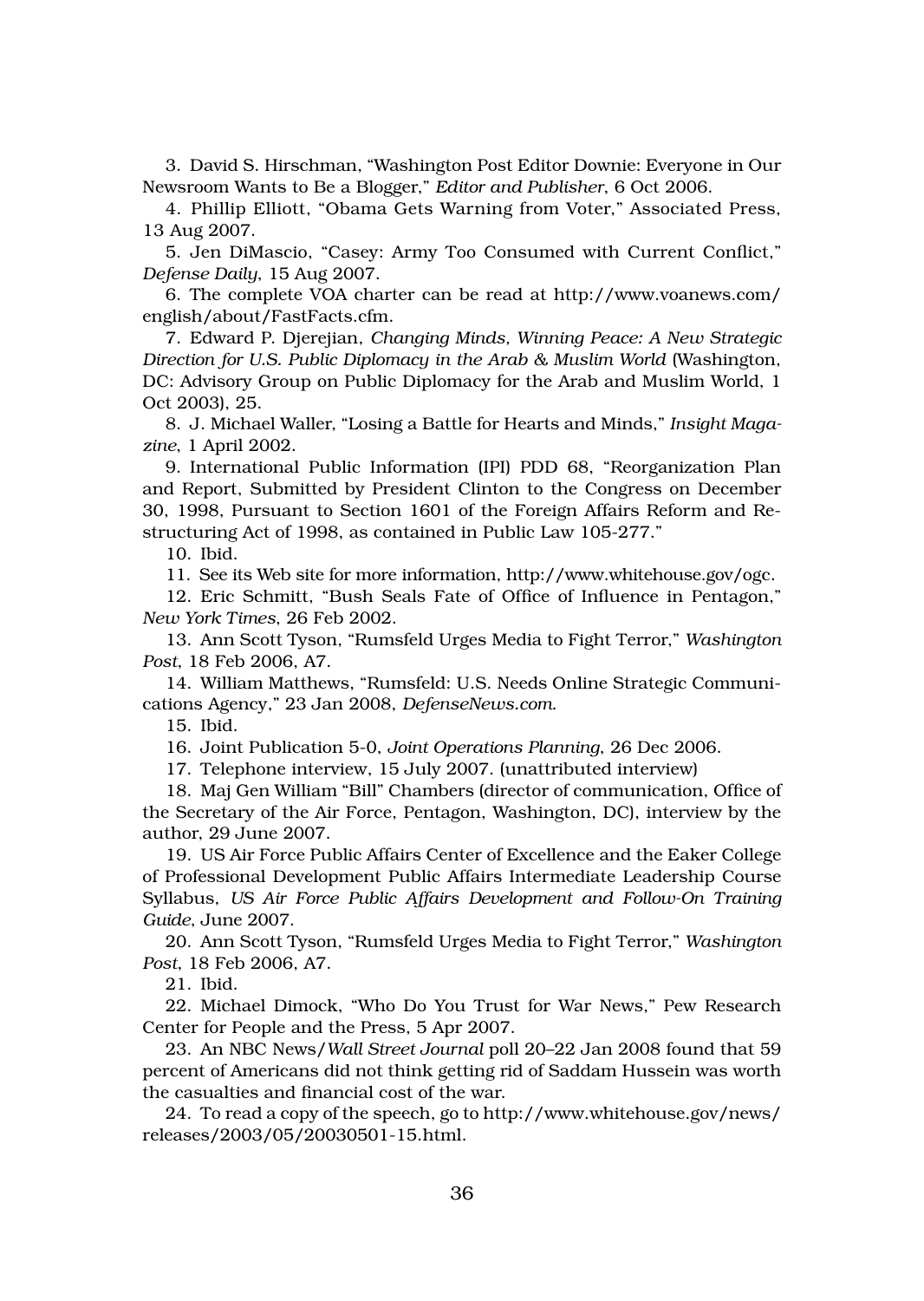3. David S. Hirschman, "Washington Post Editor Downie: Everyone in Our Newsroom Wants to Be a Blogger," *Editor and Publisher*, 6 Oct 2006.

4. Phillip Elliott, "Obama Gets Warning from Voter," Associated Press, 13 Aug 2007.

5. Jen DiMascio, "Casey: Army Too Consumed with Current Conflict," *Defense Daily*, 15 Aug 2007.

6. The complete VOA charter can be read at http://www.voanews.com/english/about/FastFacts.cfm.

7. Edward P. Djerejian, *Changing Minds, Winning Peace: A New Strategic Direction for U.S. Public Diplomacy in the Arab & Muslim World* (Washington, DC: Advisory Group on Public Diplomacy for the Arab and Muslim World, 1 Oct 2003), 25.

8. J. Michael Waller, "Losing a Battle for Hearts and Minds," *Insight Magazine*, 1 April 2002.

9. International Public Information (IPI) PDD 68, "Reorganization Plan and Report, Submitted by President Clinton to the Congress on December 30, 1998, Pursuant to Section 1601 of the Foreign Affairs Reform and Restructuring Act of 1998, as contained in Public Law 105-277."

10. Ibid.

11. See its Web site for more information, http://www.whitehouse.gov/ogc.

12. Eric Schmitt, "Bush Seals Fate of Office of Influence in Pentagon," *New York Times*, 26 Feb 2002.

13. Ann Scott Tyson, "Rumsfeld Urges Media to Fight Terror," *Washington Post*, 18 Feb 2006, A7.

14. William Matthews, "Rumsfeld: U.S. Needs Online Strategic Communications Agency," 23 Jan 2008, *DefenseNews.com*.

15. Ibid.

16. Joint Publication 5-0, *Joint Operations Planning*, 26 Dec 2006.

17. Telephone interview, 15 July 2007. (unattributed interview)

18. Maj Gen William "Bill" Chambers (director of communication, Office of the Secretary of the Air Force, Pentagon, Washington, DC), interview by the author, 29 June 2007.

19. US Air Force Public Affairs Center of Excellence and the Eaker College of Professional Development Public Affairs Intermediate Leadership Course Syllabus, *US Air Force Public Affairs Development and Follow-On Training Guide*, June 2007.

20. Ann Scott Tyson, "Rumsfeld Urges Media to Fight Terror," *Washington Post*, 18 Feb 2006, A7.

21. Ibid.

22. Michael Dimock, "Who Do You Trust for War News," Pew Research Center for People and the Press, 5 Apr 2007.

23. An NBC News/*Wall Street Journal* poll 20–22 Jan 2008 found that 59 percent of Americans did not think getting rid of Saddam Hussein was worth the casualties and financial cost of the war.

24. To read a copy of the speech, go to http://www.whitehouse.gov/news/releases/2003/05/20030501-15.html.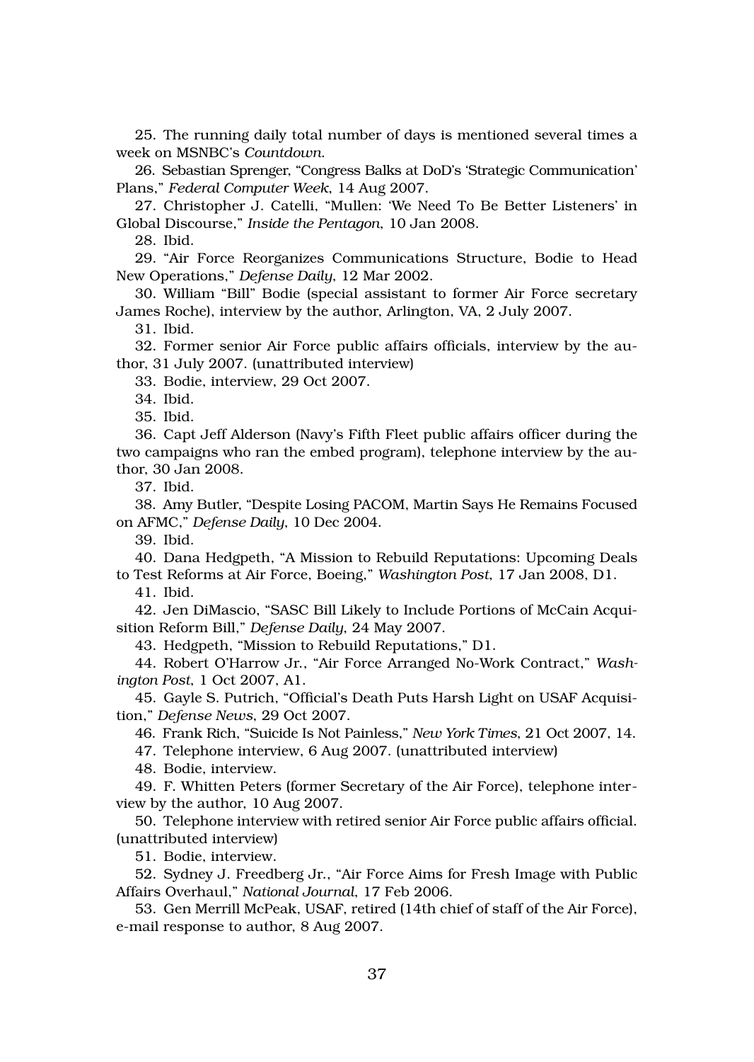25. The running daily total number of days is mentioned several times a week on MSNBC's *Countdown*.

26. Sebastian Sprenger, "Congress Balks at DoD's 'Strategic Communication' Plans," *Federal Computer Week*, 14 Aug 2007.

27. Christopher J. Catelli, "Mullen: 'We Need To Be Better Listeners' in Global Discourse," *Inside the Pentagon*, 10 Jan 2008.

28. Ibid.

29. "Air Force Reorganizes Communications Structure, Bodie to Head New Operations," *Defense Daily*, 12 Mar 2002.

30. William "Bill" Bodie (special assistant to former Air Force secretary James Roche), interview by the author, Arlington, VA, 2 July 2007.

31. Ibid.

32. Former senior Air Force public affairs officials, interview by the author, 31 July 2007. (unattributed interview)

33. Bodie, interview, 29 Oct 2007.

34. Ibid.

35. Ibid.

36. Capt Jeff Alderson (Navy's Fifth Fleet public affairs officer during the two campaigns who ran the embed program), telephone interview by the author, 30 Jan 2008.

37. Ibid.

38. Amy Butler, "Despite Losing PACOM, Martin Says He Remains Focused on AFMC," *Defense Daily*, 10 Dec 2004.

39. Ibid.

40. Dana Hedgpeth, "A Mission to Rebuild Reputations: Upcoming Deals to Test Reforms at Air Force, Boeing," *Washington Post*, 17 Jan 2008, D1.

41. Ibid.

42. Jen DiMascio, "SASC Bill Likely to Include Portions of McCain Acquisition Reform Bill," *Defense Daily*, 24 May 2007.

43. Hedgpeth, "Mission to Rebuild Reputations," D1.

44. Robert O'Harrow Jr., "Air Force Arranged No-Work Contract," *Washington Post*, 1 Oct 2007, A1.

45. Gayle S. Putrich, "Official's Death Puts Harsh Light on USAF Acquisition," *Defense News*, 29 Oct 2007.

46. Frank Rich, "Suicide Is Not Painless," *New York Times*, 21 Oct 2007, 14.

47. Telephone interview, 6 Aug 2007. (unattributed interview)

48. Bodie, interview.

49. F. Whitten Peters (former Secretary of the Air Force), telephone interview by the author, 10 Aug 2007.

50. Telephone interview with retired senior Air Force public affairs official. (unattributed interview)

51. Bodie, interview.

52. Sydney J. Freedberg Jr., "Air Force Aims for Fresh Image with Public Affairs Overhaul," *National Journal*, 17 Feb 2006.

53. Gen Merrill McPeak, USAF, retired (14th chief of staff of the Air Force), e-mail response to author, 8 Aug 2007.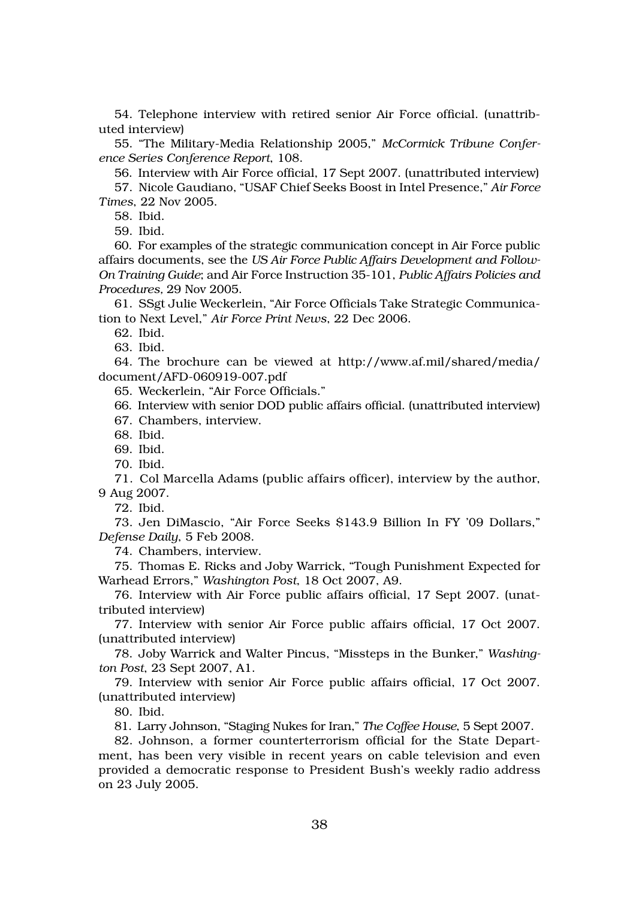54. Telephone interview with retired senior Air Force official. (unattributed interview)

55. "The Military-Media Relationship 2005," *McCormick Tribune Conference Series Conference Report*, 108.

56. Interview with Air Force official, 17 Sept 2007. (unattributed interview)

57. Nicole Gaudiano, "USAF Chief Seeks Boost in Intel Presence," *Air Force Times*, 22 Nov 2005.

58. Ibid.

59. Ibid.

60. For examples of the strategic communication concept in Air Force public affairs documents, see the *US Air Force Public Affairs Development and Follow-On Training Guide*; and Air Force Instruction 35-101, *Public Affairs Policies and Procedures*, 29 Nov 2005.

61. SSgt Julie Weckerlein, "Air Force Officials Take Strategic Communication to Next Level," *Air Force Print News*, 22 Dec 2006.

62. Ibid.

63. Ibid.

64. The brochure can be viewed at http://www.af.mil/shared/media/document/AFD-060919-007.pdf

65. Weckerlein, "Air Force Officials."

66. Interview with senior DOD public affairs official. (unattributed interview)

67. Chambers, interview.

68. Ibid.

69. Ibid.

70. Ibid.

71. Col Marcella Adams (public affairs officer), interview by the author, 9 Aug 2007.

72. Ibid.

73. Jen DiMascio, "Air Force Seeks $143.9 Billion In FY '09 Dollars," *Defense Daily*, 5 Feb 2008.

74. Chambers, interview.

75. Thomas E. Ricks and Joby Warrick, "Tough Punishment Expected for Warhead Errors," *Washington Post*, 18 Oct 2007, A9.

76. Interview with Air Force public affairs official, 17 Sept 2007. (unattributed interview)

77. Interview with senior Air Force public affairs official, 17 Oct 2007. (unattributed interview)

78. Joby Warrick and Walter Pincus, "Missteps in the Bunker," *Washington Post*, 23 Sept 2007, A1.

79. Interview with senior Air Force public affairs official, 17 Oct 2007. (unattributed interview)

80. Ibid.

81. Larry Johnson, "Staging Nukes for Iran," *The Coffee House*, 5 Sept 2007.

82. Johnson, a former counterterrorism official for the State Department, has been very visible in recent years on cable television and even provided a democratic response to President Bush's weekly radio address on 23 July 2005.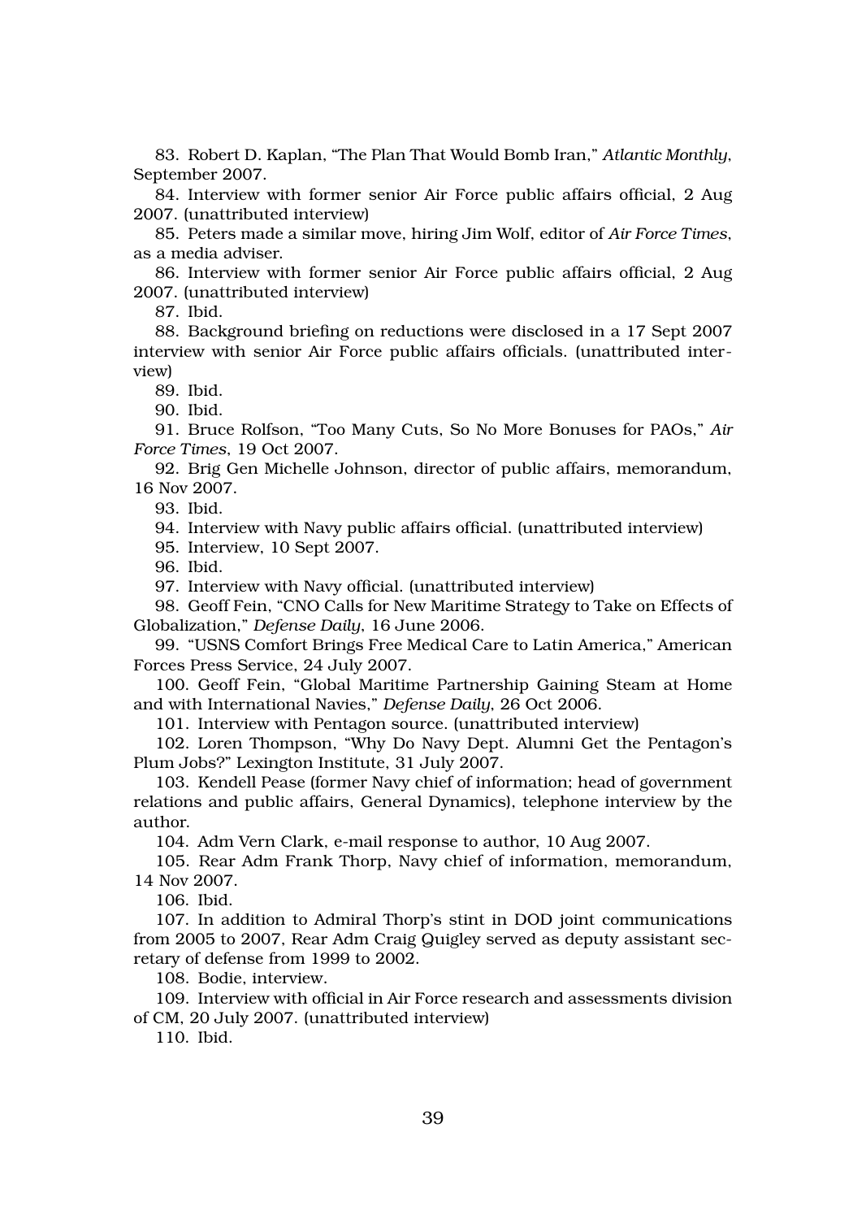83. Robert D. Kaplan, "The Plan That Would Bomb Iran," *Atlantic Monthly*, September 2007.

84. Interview with former senior Air Force public affairs official, 2 Aug 2007. (unattributed interview)

85. Peters made a similar move, hiring Jim Wolf, editor of *Air Force Times*, as a media adviser.

86. Interview with former senior Air Force public affairs official, 2 Aug 2007. (unattributed interview)

87. Ibid.

88. Background briefing on reductions were disclosed in a 17 Sept 2007 interview with senior Air Force public affairs officials. (unattributed interview)

89. Ibid.

90. Ibid.

91. Bruce Rolfson, "Too Many Cuts, So No More Bonuses for PAOs," *Air Force Times*, 19 Oct 2007.

92. Brig Gen Michelle Johnson, director of public affairs, memorandum, 16 Nov 2007.

93. Ibid.

94. Interview with Navy public affairs official. (unattributed interview)

95. Interview, 10 Sept 2007.

96. Ibid.

97. Interview with Navy official. (unattributed interview)

98. Geoff Fein, "CNO Calls for New Maritime Strategy to Take on Effects of Globalization," *Defense Daily*, 16 June 2006.

99. "USNS Comfort Brings Free Medical Care to Latin America," American Forces Press Service, 24 July 2007.

100. Geoff Fein, "Global Maritime Partnership Gaining Steam at Home and with International Navies," *Defense Daily*, 26 Oct 2006.

101. Interview with Pentagon source. (unattributed interview)

102. Loren Thompson, "Why Do Navy Dept. Alumni Get the Pentagon's Plum Jobs?" Lexington Institute, 31 July 2007.

103. Kendell Pease (former Navy chief of information; head of government relations and public affairs, General Dynamics), telephone interview by the author.

104. Adm Vern Clark, e-mail response to author, 10 Aug 2007.

105. Rear Adm Frank Thorp, Navy chief of information, memorandum, 14 Nov 2007.

106. Ibid.

107. In addition to Admiral Thorp's stint in DOD joint communications from 2005 to 2007, Rear Adm Craig Quigley served as deputy assistant secretary of defense from 1999 to 2002.

108. Bodie, interview.

109. Interview with official in Air Force research and assessments division of CM, 20 July 2007. (unattributed interview)

110. Ibid.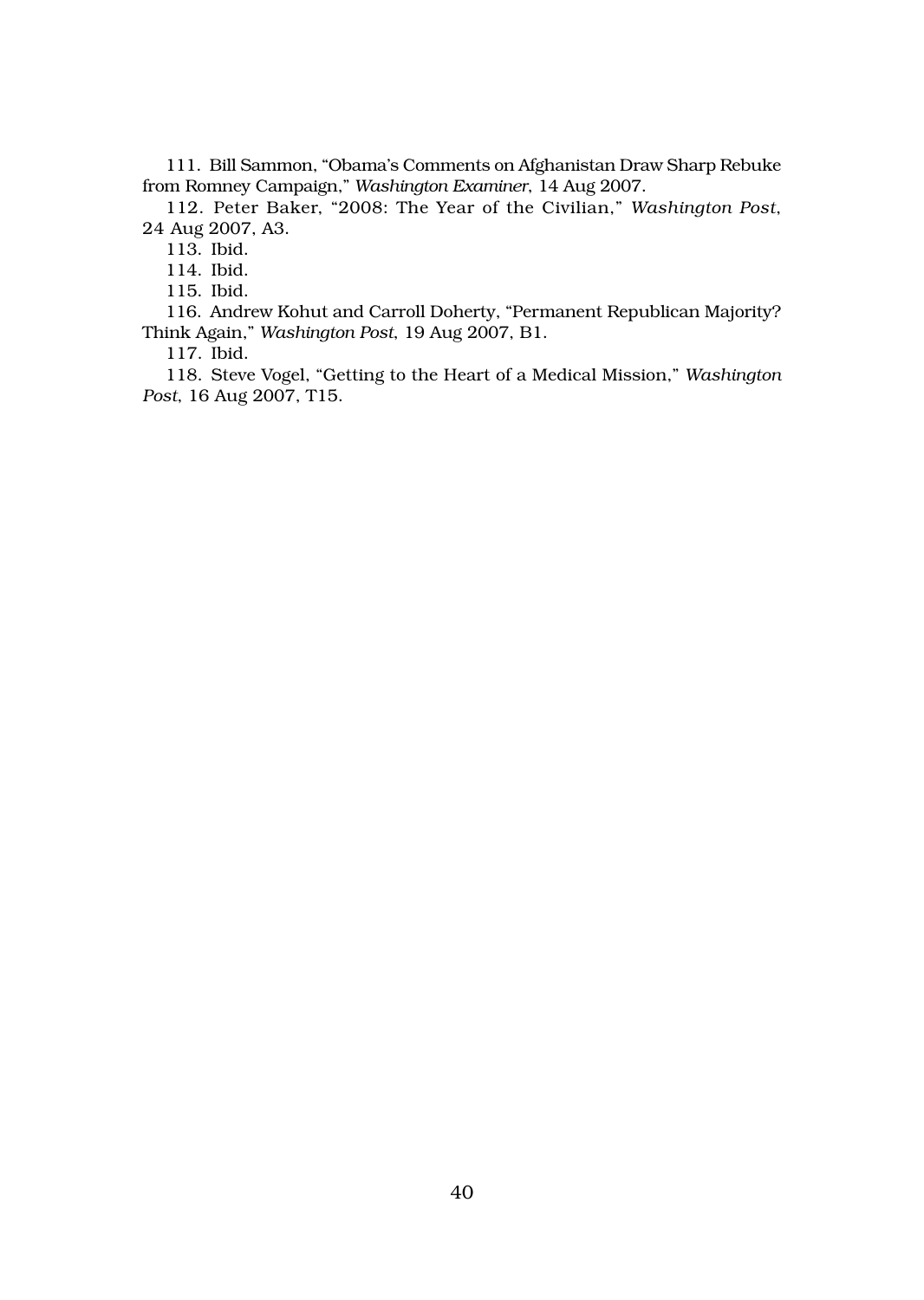111. Bill Sammon, "Obama's Comments on Afghanistan Draw Sharp Rebuke from Romney Campaign," *Washington Examiner*, 14 Aug 2007.

112. Peter Baker, "2008: The Year of the Civilian," *Washington Post*, 24 Aug 2007, A3.

113. Ibid.

114. Ibid.

115. Ibid.

116. Andrew Kohut and Carroll Doherty, "Permanent Republican Majority? Think Again," *Washington Post*, 19 Aug 2007, B1.

117. Ibid.

118. Steve Vogel, "Getting to the Heart of a Medical Mission," *Washington Post*, 16 Aug 2007, T15.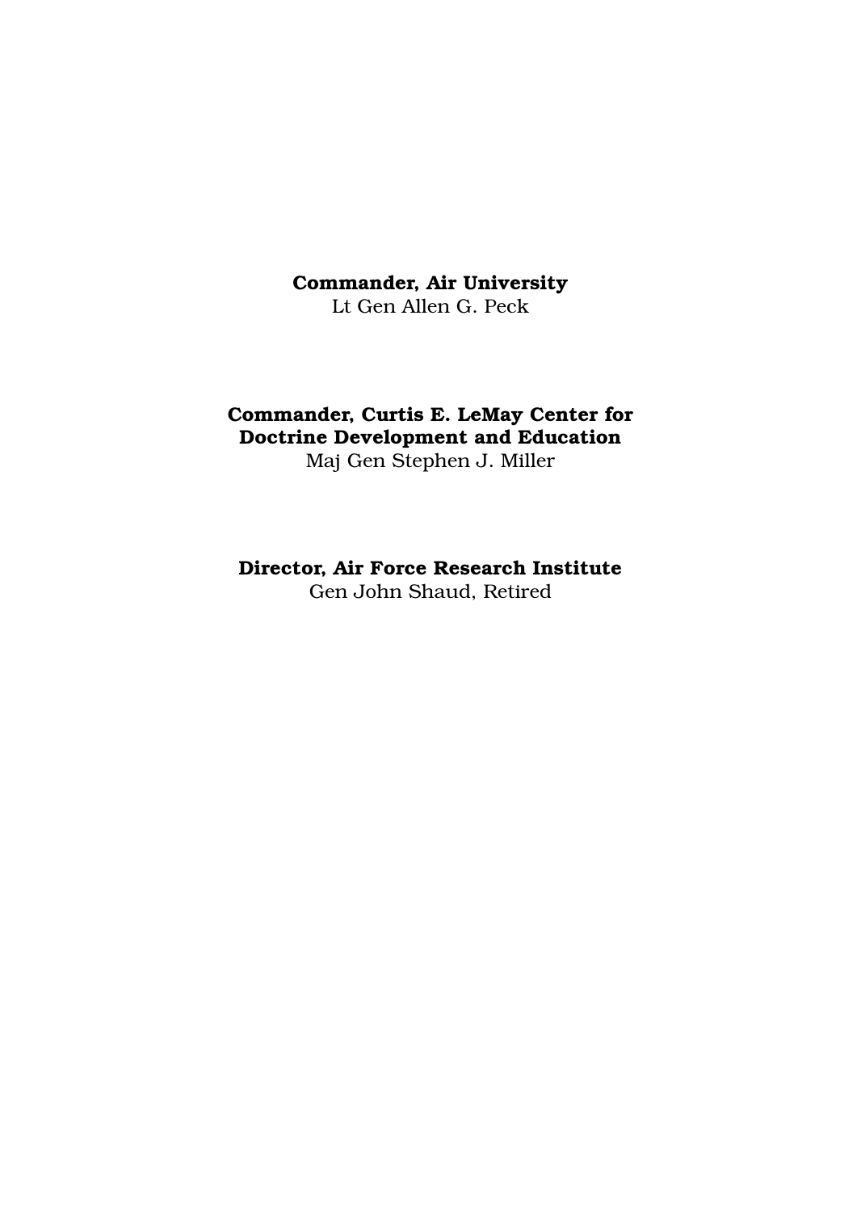**Commander, Air University**
Lt Gen Allen G. Peck

**Commander, Curtis E. LeMay Center for Doctrine Development and Education**
Maj Gen Stephen J. Miller

**Director, Air Force Research Institute**
Gen John Shaud, Retired